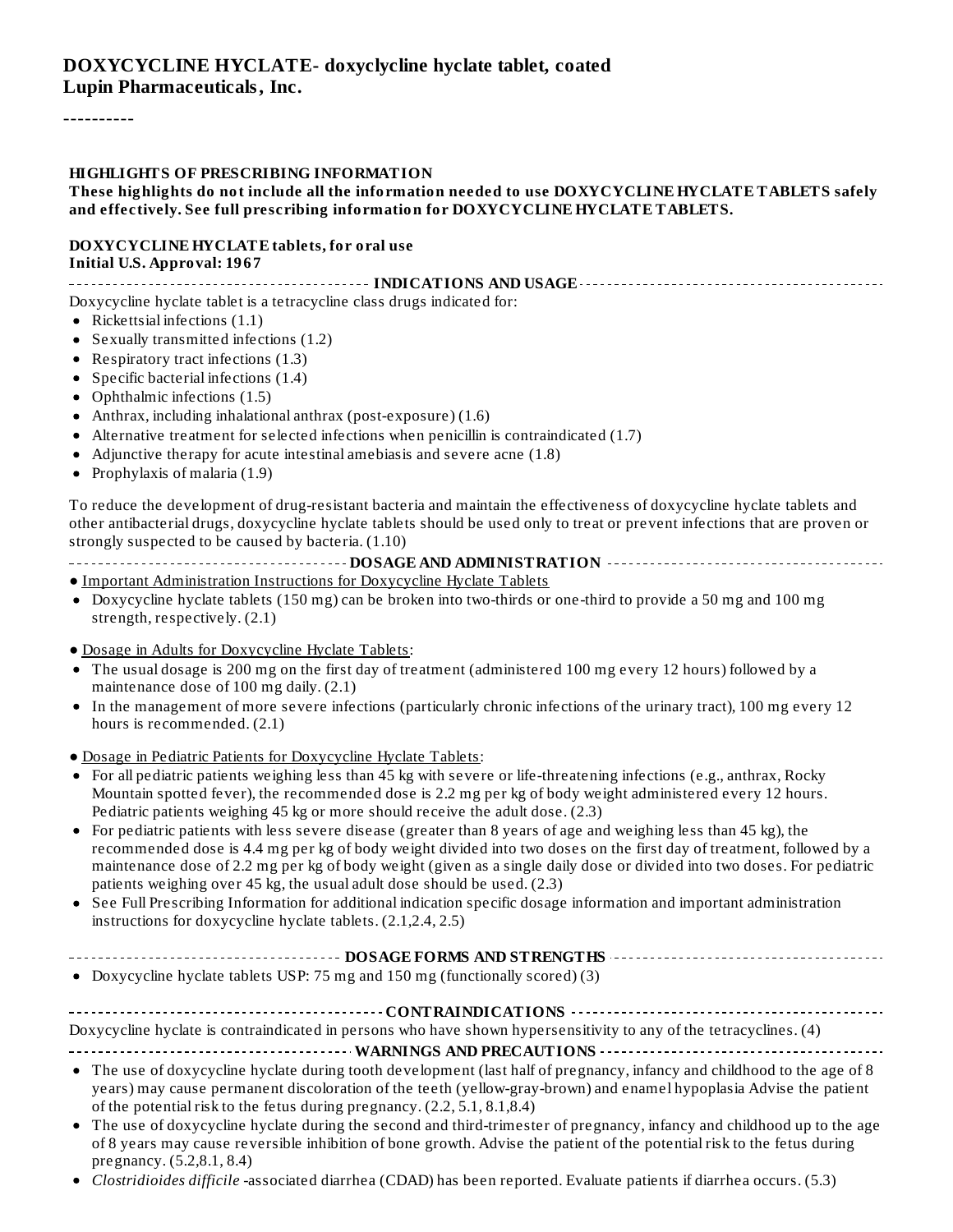# DOXYCYCLINE HYCLATE- doxyclycline hyclate tablet, coated
**Lupin Pharmaceuticals, Inc.**

----------

**HIGHLIGHTS OF PRESCRIBING INFORMATION**
**These highlights do not include all the information needed to use DOXYCYCLINE HYCLATE TABLETS safely and effectively. See full prescribing information for DOXYCYCLINE HYCLATE TABLETS.**

**DOXYCYCLINE HYCLATE tablets, for oral use**
**Initial U.S. Approval: 1967**

## INDICATIONS AND USAGE

Doxycycline hyclate tablet is a tetracycline class drugs indicated for:

- Rickettsial infections (1.1)
- Sexually transmitted infections (1.2)
- Respiratory tract infections (1.3)
- Specific bacterial infections (1.4)
- Ophthalmic infections (1.5)
- Anthrax, including inhalational anthrax (post-exposure) (1.6)
- Alternative treatment for selected infections when penicillin is contraindicated (1.7)
- Adjunctive therapy for acute intestinal amebiasis and severe acne (1.8)
- Prophylaxis of malaria (1.9)

To reduce the development of drug-resistant bacteria and maintain the effectiveness of doxycycline hyclate tablets and other antibacterial drugs, doxycycline hyclate tablets should be used only to treat or prevent infections that are proven or strongly suspected to be caused by bacteria. (1.10)

## DOSAGE AND ADMINISTRATION

- Important Administration Instructions for Doxycycline Hyclate Tablets
  - Doxycycline hyclate tablets (150 mg) can be broken into two-thirds or one-third to provide a 50 mg and 100 mg strength, respectively. (2.1)
- Dosage in Adults for Doxycycline Hyclate Tablets:
  - The usual dosage is 200 mg on the first day of treatment (administered 100 mg every 12 hours) followed by a maintenance dose of 100 mg daily. (2.1)
  - In the management of more severe infections (particularly chronic infections of the urinary tract), 100 mg every 12 hours is recommended. (2.1)
- Dosage in Pediatric Patients for Doxycycline Hyclate Tablets:
  - For all pediatric patients weighing less than 45 kg with severe or life-threatening infections (e.g., anthrax, Rocky Mountain spotted fever), the recommended dose is 2.2 mg per kg of body weight administered every 12 hours. Pediatric patients weighing 45 kg or more should receive the adult dose. (2.3)
  - For pediatric patients with less severe disease (greater than 8 years of age and weighing less than 45 kg), the recommended dose is 4.4 mg per kg of body weight divided into two doses on the first day of treatment, followed by a maintenance dose of 2.2 mg per kg of body weight (given as a single daily dose or divided into two doses. For pediatric patients weighing over 45 kg, the usual adult dose should be used. (2.3)
  - See Full Prescribing Information for additional indication specific dosage information and important administration instructions for doxycycline hyclate tablets. (2.1,2.4, 2.5)

## DOSAGE FORMS AND STRENGTHS

- Doxycycline hyclate tablets USP: 75 mg and 150 mg (functionally scored) (3)

## CONTRAINDICATIONS

Doxycycline hyclate is contraindicated in persons who have shown hypersensitivity to any of the tetracyclines. (4)

## WARNINGS AND PRECAUTIONS

- The use of doxycycline hyclate during tooth development (last half of pregnancy, infancy and childhood to the age of 8 years) may cause permanent discoloration of the teeth (yellow-gray-brown) and enamel hypoplasia Advise the patient of the potential risk to the fetus during pregnancy. (2.2, 5.1, 8.1,8.4)
- The use of doxycycline hyclate during the second and third-trimester of pregnancy, infancy and childhood up to the age of 8 years may cause reversible inhibition of bone growth. Advise the patient of the potential risk to the fetus during pregnancy. (5.2,8.1, 8.4)
- *Clostridioides difficile* -associated diarrhea (CDAD) has been reported. Evaluate patients if diarrhea occurs. (5.3)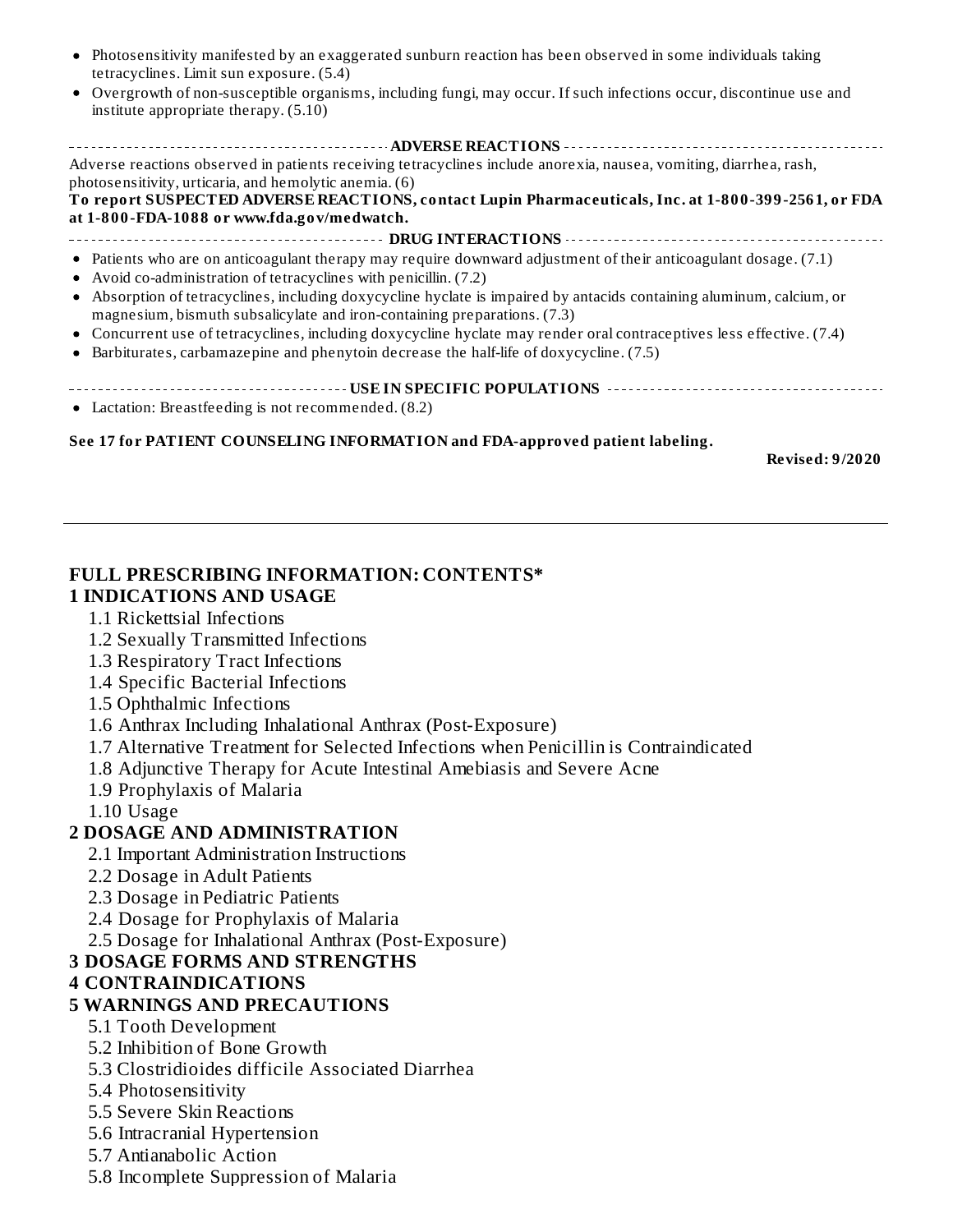- Photosensitivity manifested by an exaggerated sunburn reaction has been observed in some individuals taking tetracyclines. Limit sun exposure. (5.4)
- Overgrowth of non-susceptible organisms, including fungi, may occur. If such infections occur, discontinue use and institute appropriate therapy. (5.10)

**ADVERSE REACTIONS**

Adverse reactions observed in patients receiving tetracyclines include anorexia, nausea, vomiting, diarrhea, rash, photosensitivity, urticaria, and hemolytic anemia. (6)

**To report SUSPECTED ADVERSE REACTIONS, contact Lupin Pharmaceuticals, Inc. at 1-800-399-2561, or FDA at 1-800-FDA-1088 or www.fda.gov/medwatch.**

**DRUG INTERACTIONS**

- Patients who are on anticoagulant therapy may require downward adjustment of their anticoagulant dosage. (7.1)
- Avoid co-administration of tetracyclines with penicillin. (7.2)
- Absorption of tetracyclines, including doxycycline hyclate is impaired by antacids containing aluminum, calcium, or magnesium, bismuth subsalicylate and iron-containing preparations. (7.3)
- Concurrent use of tetracyclines, including doxycycline hyclate may render oral contraceptives less effective. (7.4)
- Barbiturates, carbamazepine and phenytoin decrease the half-life of doxycycline. (7.5)

**USE IN SPECIFIC POPULATIONS**

- Lactation: Breastfeeding is not recommended. (8.2)

**See 17 for PATIENT COUNSELING INFORMATION and FDA-approved patient labeling.**

**Revised: 9/2020**

---

## FULL PRESCRIBING INFORMATION: CONTENTS*

### 1 INDICATIONS AND USAGE

- 1.1 Rickettsial Infections
- 1.2 Sexually Transmitted Infections
- 1.3 Respiratory Tract Infections
- 1.4 Specific Bacterial Infections
- 1.5 Ophthalmic Infections
- 1.6 Anthrax Including Inhalational Anthrax (Post-Exposure)
- 1.7 Alternative Treatment for Selected Infections when Penicillin is Contraindicated
- 1.8 Adjunctive Therapy for Acute Intestinal Amebiasis and Severe Acne
- 1.9 Prophylaxis of Malaria
- 1.10 Usage

### 2 DOSAGE AND ADMINISTRATION

- 2.1 Important Administration Instructions
- 2.2 Dosage in Adult Patients
- 2.3 Dosage in Pediatric Patients
- 2.4 Dosage for Prophylaxis of Malaria
- 2.5 Dosage for Inhalational Anthrax (Post-Exposure)

### 3 DOSAGE FORMS AND STRENGTHS

### 4 CONTRAINDICATIONS

### 5 WARNINGS AND PRECAUTIONS

- 5.1 Tooth Development
- 5.2 Inhibition of Bone Growth
- 5.3 Clostridioides difficile Associated Diarrhea
- 5.4 Photosensitivity
- 5.5 Severe Skin Reactions
- 5.6 Intracranial Hypertension
- 5.7 Antianabolic Action
- 5.8 Incomplete Suppression of Malaria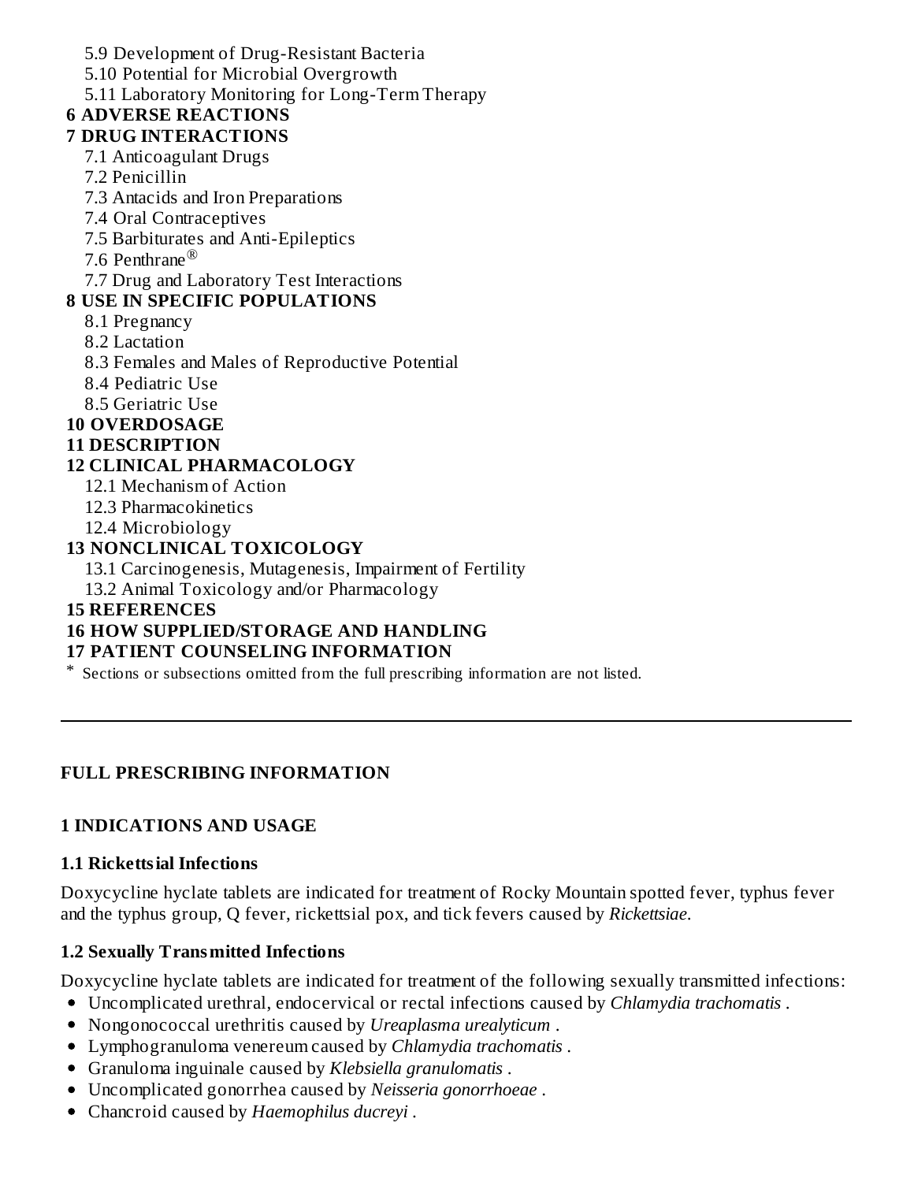5.9 Development of Drug-Resistant Bacteria
5.10 Potential for Microbial Overgrowth
5.11 Laboratory Monitoring for Long-Term Therapy

**6 ADVERSE REACTIONS**

**7 DRUG INTERACTIONS**

7.1 Anticoagulant Drugs
7.2 Penicillin
7.3 Antacids and Iron Preparations
7.4 Oral Contraceptives
7.5 Barbiturates and Anti-Epileptics
7.6 Penthrane®
7.7 Drug and Laboratory Test Interactions

**8 USE IN SPECIFIC POPULATIONS**

8.1 Pregnancy
8.2 Lactation
8.3 Females and Males of Reproductive Potential
8.4 Pediatric Use
8.5 Geriatric Use

**10 OVERDOSAGE**

**11 DESCRIPTION**

**12 CLINICAL PHARMACOLOGY**

12.1 Mechanism of Action
12.3 Pharmacokinetics
12.4 Microbiology

**13 NONCLINICAL TOXICOLOGY**

13.1 Carcinogenesis, Mutagenesis, Impairment of Fertility
13.2 Animal Toxicology and/or Pharmacology

**15 REFERENCES**

**16 HOW SUPPLIED/STORAGE AND HANDLING**

**17 PATIENT COUNSELING INFORMATION**

\* Sections or subsections omitted from the full prescribing information are not listed.

---

## FULL PRESCRIBING INFORMATION

## 1 INDICATIONS AND USAGE

### 1.1 Rickettsial Infections

Doxycycline hyclate tablets are indicated for treatment of Rocky Mountain spotted fever, typhus fever and the typhus group, Q fever, rickettsial pox, and tick fevers caused by *Rickettsiae*.

### 1.2 Sexually Transmitted Infections

Doxycycline hyclate tablets are indicated for treatment of the following sexually transmitted infections:

- Uncomplicated urethral, endocervical or rectal infections caused by *Chlamydia trachomatis* .
- Nongonococcal urethritis caused by *Ureaplasma urealyticum* .
- Lymphogranuloma venereum caused by *Chlamydia trachomatis* .
- Granuloma inguinale caused by *Klebsiella granulomatis* .
- Uncomplicated gonorrhea caused by *Neisseria gonorrhoeae* .
- Chancroid caused by *Haemophilus ducreyi* .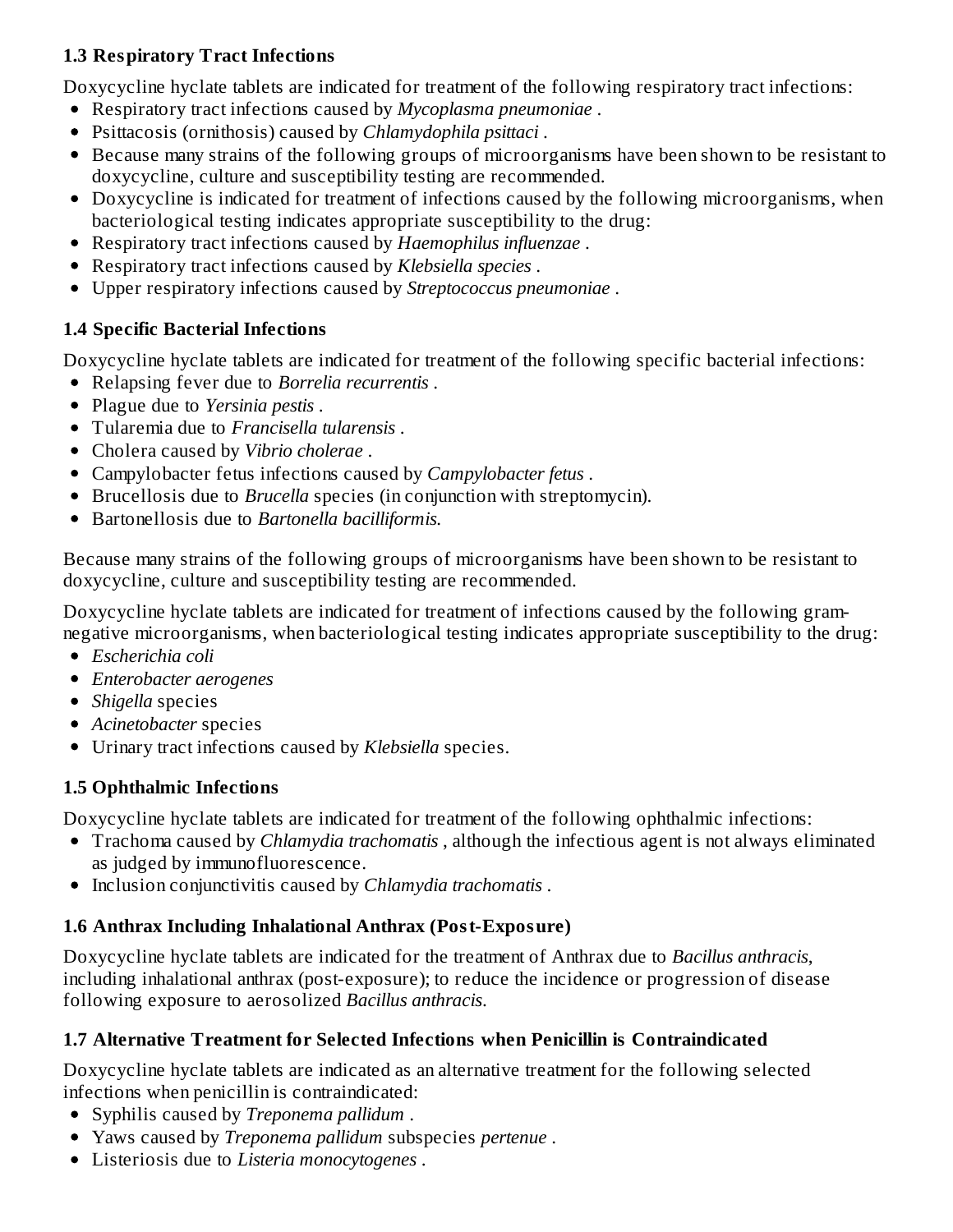### 1.3 Respiratory Tract Infections

Doxycycline hyclate tablets are indicated for treatment of the following respiratory tract infections:

- Respiratory tract infections caused by *Mycoplasma pneumoniae* .
- Psittacosis (ornithosis) caused by *Chlamydophila psittaci* .
- Because many strains of the following groups of microorganisms have been shown to be resistant to doxycycline, culture and susceptibility testing are recommended.
- Doxycycline is indicated for treatment of infections caused by the following microorganisms, when bacteriological testing indicates appropriate susceptibility to the drug:
- Respiratory tract infections caused by *Haemophilus influenzae* .
- Respiratory tract infections caused by *Klebsiella species* .
- Upper respiratory infections caused by *Streptococcus pneumoniae* .

### 1.4 Specific Bacterial Infections

Doxycycline hyclate tablets are indicated for treatment of the following specific bacterial infections:

- Relapsing fever due to *Borrelia recurrentis* .
- Plague due to *Yersinia pestis* .
- Tularemia due to *Francisella tularensis* .
- Cholera caused by *Vibrio cholerae* .
- Campylobacter fetus infections caused by *Campylobacter fetus* .
- Brucellosis due to *Brucella* species (in conjunction with streptomycin).
- Bartonellosis due to *Bartonella bacilliformis.*

Because many strains of the following groups of microorganisms have been shown to be resistant to doxycycline, culture and susceptibility testing are recommended.

Doxycycline hyclate tablets are indicated for treatment of infections caused by the following gram-negative microorganisms, when bacteriological testing indicates appropriate susceptibility to the drug:

- *Escherichia coli*
- *Enterobacter aerogenes*
- *Shigella* species
- *Acinetobacter* species
- Urinary tract infections caused by *Klebsiella* species.

### 1.5 Ophthalmic Infections

Doxycycline hyclate tablets are indicated for treatment of the following ophthalmic infections:

- Trachoma caused by *Chlamydia trachomatis* , although the infectious agent is not always eliminated as judged by immunofluorescence.
- Inclusion conjunctivitis caused by *Chlamydia trachomatis* .

### 1.6 Anthrax Including Inhalational Anthrax (Post-Exposure)

Doxycycline hyclate tablets are indicated for the treatment of Anthrax due to *Bacillus anthracis*, including inhalational anthrax (post-exposure); to reduce the incidence or progression of disease following exposure to aerosolized *Bacillus anthracis.*

### 1.7 Alternative Treatment for Selected Infections when Penicillin is Contraindicated

Doxycycline hyclate tablets are indicated as an alternative treatment for the following selected infections when penicillin is contraindicated:

- Syphilis caused by *Treponema pallidum* .
- Yaws caused by *Treponema pallidum* subspecies *pertenue* .
- Listeriosis due to *Listeria monocytogenes* .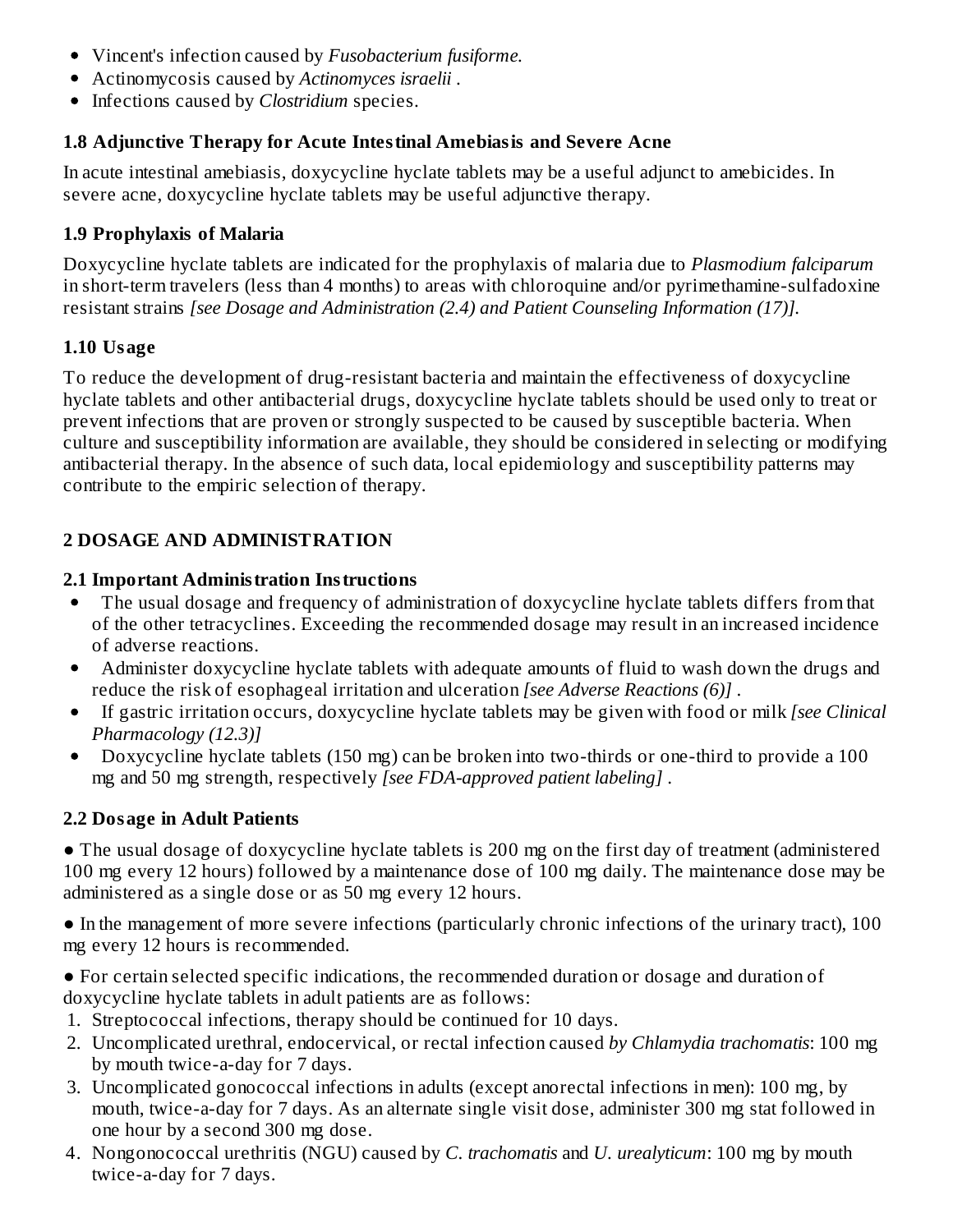- Vincent's infection caused by *Fusobacterium fusiforme.*
- Actinomycosis caused by *Actinomyces israelii* .
- Infections caused by *Clostridium* species.

### 1.8 Adjunctive Therapy for Acute Intestinal Amebiasis and Severe Acne

In acute intestinal amebiasis, doxycycline hyclate tablets may be a useful adjunct to amebicides. In severe acne, doxycycline hyclate tablets may be useful adjunctive therapy.

### 1.9 Prophylaxis of Malaria

Doxycycline hyclate tablets are indicated for the prophylaxis of malaria due to *Plasmodium falciparum* in short-term travelers (less than 4 months) to areas with chloroquine and/or pyrimethamine-sulfadoxine resistant strains *[see Dosage and Administration (2.4) and Patient Counseling Information (17)].*

### 1.10 Usage

To reduce the development of drug-resistant bacteria and maintain the effectiveness of doxycycline hyclate tablets and other antibacterial drugs, doxycycline hyclate tablets should be used only to treat or prevent infections that are proven or strongly suspected to be caused by susceptible bacteria. When culture and susceptibility information are available, they should be considered in selecting or modifying antibacterial therapy. In the absence of such data, local epidemiology and susceptibility patterns may contribute to the empiric selection of therapy.

## 2 DOSAGE AND ADMINISTRATION

### 2.1 Important Administration Instructions

- The usual dosage and frequency of administration of doxycycline hyclate tablets differs from that of the other tetracyclines. Exceeding the recommended dosage may result in an increased incidence of adverse reactions.
- Administer doxycycline hyclate tablets with adequate amounts of fluid to wash down the drugs and reduce the risk of esophageal irritation and ulceration *[see Adverse Reactions (6)]* .
- If gastric irritation occurs, doxycycline hyclate tablets may be given with food or milk *[see Clinical Pharmacology (12.3)]*
- Doxycycline hyclate tablets (150 mg) can be broken into two-thirds or one-third to provide a 100 mg and 50 mg strength, respectively *[see FDA-approved patient labeling]* .

### 2.2 Dosage in Adult Patients

● The usual dosage of doxycycline hyclate tablets is 200 mg on the first day of treatment (administered 100 mg every 12 hours) followed by a maintenance dose of 100 mg daily. The maintenance dose may be administered as a single dose or as 50 mg every 12 hours.

● In the management of more severe infections (particularly chronic infections of the urinary tract), 100 mg every 12 hours is recommended.

● For certain selected specific indications, the recommended duration or dosage and duration of doxycycline hyclate tablets in adult patients are as follows:

1. Streptococcal infections, therapy should be continued for 10 days.
2. Uncomplicated urethral, endocervical, or rectal infection caused *by Chlamydia trachomatis*: 100 mg by mouth twice-a-day for 7 days.
3. Uncomplicated gonococcal infections in adults (except anorectal infections in men): 100 mg, by mouth, twice-a-day for 7 days. As an alternate single visit dose, administer 300 mg stat followed in one hour by a second 300 mg dose.
4. Nongonococcal urethritis (NGU) caused by *C. trachomatis* and *U. urealyticum*: 100 mg by mouth twice-a-day for 7 days.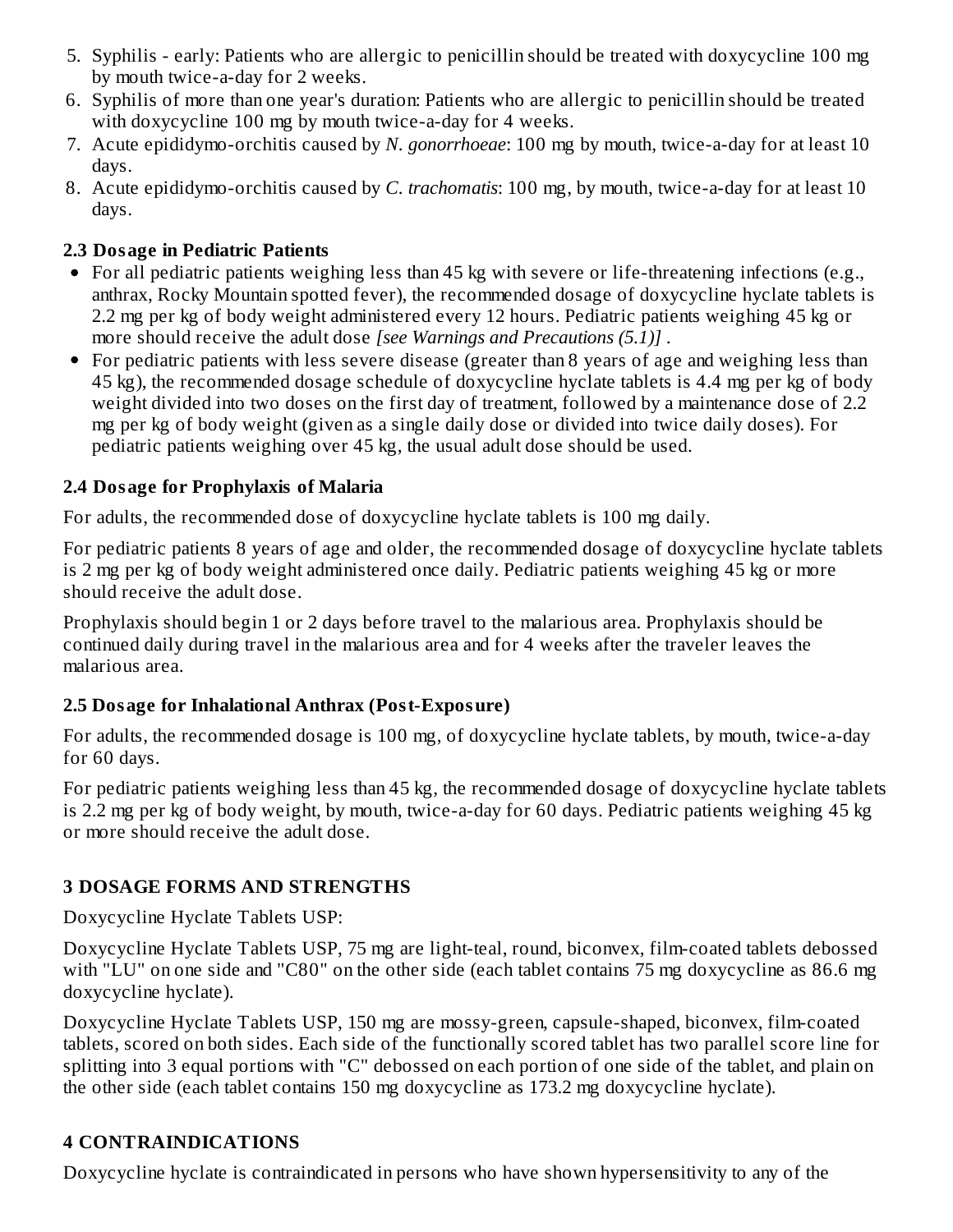5. Syphilis - early: Patients who are allergic to penicillin should be treated with doxycycline 100 mg by mouth twice-a-day for 2 weeks.
6. Syphilis of more than one year's duration: Patients who are allergic to penicillin should be treated with doxycycline 100 mg by mouth twice-a-day for 4 weeks.
7. Acute epididymo-orchitis caused by *N. gonorrhoeae*: 100 mg by mouth, twice-a-day for at least 10 days.
8. Acute epididymo-orchitis caused by *C. trachomatis*: 100 mg, by mouth, twice-a-day for at least 10 days.

### 2.3 Dosage in Pediatric Patients

- For all pediatric patients weighing less than 45 kg with severe or life-threatening infections (e.g., anthrax, Rocky Mountain spotted fever), the recommended dosage of doxycycline hyclate tablets is 2.2 mg per kg of body weight administered every 12 hours. Pediatric patients weighing 45 kg or more should receive the adult dose *[see Warnings and Precautions (5.1)]* .
- For pediatric patients with less severe disease (greater than 8 years of age and weighing less than 45 kg), the recommended dosage schedule of doxycycline hyclate tablets is 4.4 mg per kg of body weight divided into two doses on the first day of treatment, followed by a maintenance dose of 2.2 mg per kg of body weight (given as a single daily dose or divided into twice daily doses). For pediatric patients weighing over 45 kg, the usual adult dose should be used.

### 2.4 Dosage for Prophylaxis of Malaria

For adults, the recommended dose of doxycycline hyclate tablets is 100 mg daily.

For pediatric patients 8 years of age and older, the recommended dosage of doxycycline hyclate tablets is 2 mg per kg of body weight administered once daily. Pediatric patients weighing 45 kg or more should receive the adult dose.

Prophylaxis should begin 1 or 2 days before travel to the malarious area. Prophylaxis should be continued daily during travel in the malarious area and for 4 weeks after the traveler leaves the malarious area.

### 2.5 Dosage for Inhalational Anthrax (Post-Exposure)

For adults, the recommended dosage is 100 mg, of doxycycline hyclate tablets, by mouth, twice-a-day for 60 days.

For pediatric patients weighing less than 45 kg, the recommended dosage of doxycycline hyclate tablets is 2.2 mg per kg of body weight, by mouth, twice-a-day for 60 days. Pediatric patients weighing 45 kg or more should receive the adult dose.

## 3 DOSAGE FORMS AND STRENGTHS

Doxycycline Hyclate Tablets USP:

Doxycycline Hyclate Tablets USP, 75 mg are light-teal, round, biconvex, film-coated tablets debossed with "LU" on one side and "C80" on the other side (each tablet contains 75 mg doxycycline as 86.6 mg doxycycline hyclate).

Doxycycline Hyclate Tablets USP, 150 mg are mossy-green, capsule-shaped, biconvex, film-coated tablets, scored on both sides. Each side of the functionally scored tablet has two parallel score line for splitting into 3 equal portions with "C" debossed on each portion of one side of the tablet, and plain on the other side (each tablet contains 150 mg doxycycline as 173.2 mg doxycycline hyclate).

## 4 CONTRAINDICATIONS

Doxycycline hyclate is contraindicated in persons who have shown hypersensitivity to any of the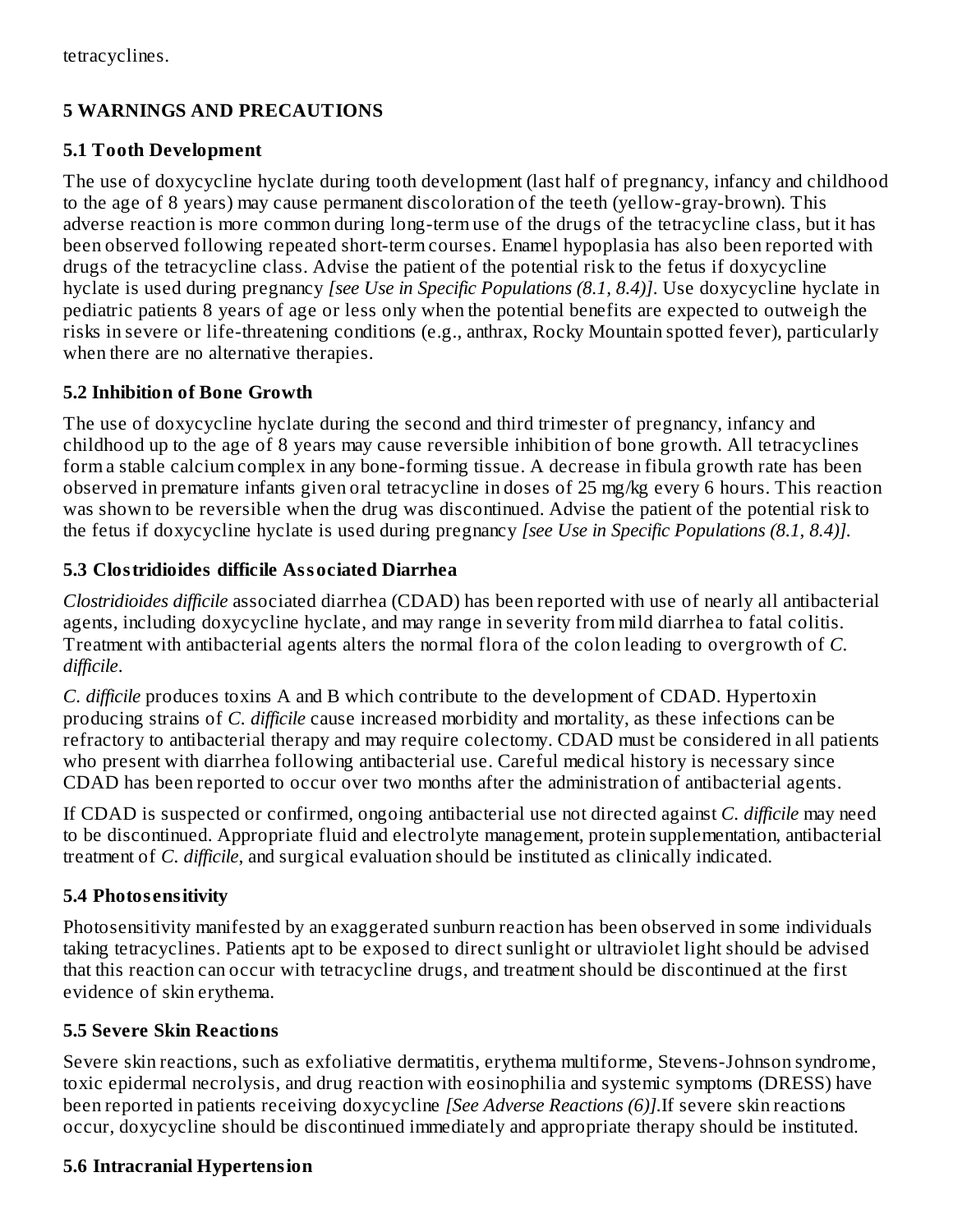tetracyclines.

## 5 WARNINGS AND PRECAUTIONS

### 5.1 Tooth Development

The use of doxycycline hyclate during tooth development (last half of pregnancy, infancy and childhood to the age of 8 years) may cause permanent discoloration of the teeth (yellow-gray-brown). This adverse reaction is more common during long-term use of the drugs of the tetracycline class, but it has been observed following repeated short-term courses. Enamel hypoplasia has also been reported with drugs of the tetracycline class. Advise the patient of the potential risk to the fetus if doxycycline hyclate is used during pregnancy *[see Use in Specific Populations (8.1, 8.4)]*. Use doxycycline hyclate in pediatric patients 8 years of age or less only when the potential benefits are expected to outweigh the risks in severe or life-threatening conditions (e.g., anthrax, Rocky Mountain spotted fever), particularly when there are no alternative therapies.

### 5.2 Inhibition of Bone Growth

The use of doxycycline hyclate during the second and third trimester of pregnancy, infancy and childhood up to the age of 8 years may cause reversible inhibition of bone growth. All tetracyclines form a stable calcium complex in any bone-forming tissue. A decrease in fibula growth rate has been observed in premature infants given oral tetracycline in doses of 25 mg/kg every 6 hours. This reaction was shown to be reversible when the drug was discontinued. Advise the patient of the potential risk to the fetus if doxycycline hyclate is used during pregnancy *[see Use in Specific Populations (8.1, 8.4)].*

### 5.3 Clostridioides difficile Associated Diarrhea

*Clostridioides difficile* associated diarrhea (CDAD) has been reported with use of nearly all antibacterial agents, including doxycycline hyclate, and may range in severity from mild diarrhea to fatal colitis. Treatment with antibacterial agents alters the normal flora of the colon leading to overgrowth of *C. difficile*.

*C. difficile* produces toxins A and B which contribute to the development of CDAD. Hypertoxin producing strains of *C. difficile* cause increased morbidity and mortality, as these infections can be refractory to antibacterial therapy and may require colectomy. CDAD must be considered in all patients who present with diarrhea following antibacterial use. Careful medical history is necessary since CDAD has been reported to occur over two months after the administration of antibacterial agents.

If CDAD is suspected or confirmed, ongoing antibacterial use not directed against *C. difficile* may need to be discontinued. Appropriate fluid and electrolyte management, protein supplementation, antibacterial treatment of *C. difficile*, and surgical evaluation should be instituted as clinically indicated.

### 5.4 Photosensitivity

Photosensitivity manifested by an exaggerated sunburn reaction has been observed in some individuals taking tetracyclines. Patients apt to be exposed to direct sunlight or ultraviolet light should be advised that this reaction can occur with tetracycline drugs, and treatment should be discontinued at the first evidence of skin erythema.

### 5.5 Severe Skin Reactions

Severe skin reactions, such as exfoliative dermatitis, erythema multiforme, Stevens-Johnson syndrome, toxic epidermal necrolysis, and drug reaction with eosinophilia and systemic symptoms (DRESS) have been reported in patients receiving doxycycline *[See Adverse Reactions (6)]*.If severe skin reactions occur, doxycycline should be discontinued immediately and appropriate therapy should be instituted.

### 5.6 Intracranial Hypertension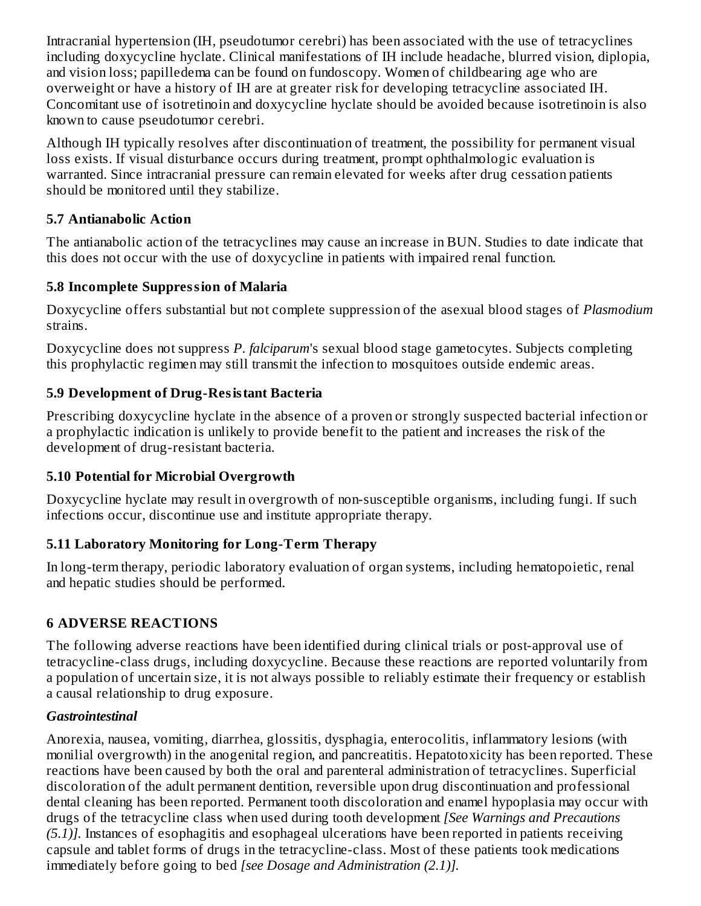Intracranial hypertension (IH, pseudotumor cerebri) has been associated with the use of tetracyclines including doxycycline hyclate. Clinical manifestations of IH include headache, blurred vision, diplopia, and vision loss; papilledema can be found on fundoscopy. Women of childbearing age who are overweight or have a history of IH are at greater risk for developing tetracycline associated IH. Concomitant use of isotretinoin and doxycycline hyclate should be avoided because isotretinoin is also known to cause pseudotumor cerebri.

Although IH typically resolves after discontinuation of treatment, the possibility for permanent visual loss exists. If visual disturbance occurs during treatment, prompt ophthalmologic evaluation is warranted. Since intracranial pressure can remain elevated for weeks after drug cessation patients should be monitored until they stabilize.

### 5.7 Antianabolic Action

The antianabolic action of the tetracyclines may cause an increase in BUN. Studies to date indicate that this does not occur with the use of doxycycline in patients with impaired renal function.

### 5.8 Incomplete Suppression of Malaria

Doxycycline offers substantial but not complete suppression of the asexual blood stages of *Plasmodium* strains.

Doxycycline does not suppress *P. falciparum*'s sexual blood stage gametocytes. Subjects completing this prophylactic regimen may still transmit the infection to mosquitoes outside endemic areas.

### 5.9 Development of Drug-Resistant Bacteria

Prescribing doxycycline hyclate in the absence of a proven or strongly suspected bacterial infection or a prophylactic indication is unlikely to provide benefit to the patient and increases the risk of the development of drug-resistant bacteria.

### 5.10 Potential for Microbial Overgrowth

Doxycycline hyclate may result in overgrowth of non-susceptible organisms, including fungi. If such infections occur, discontinue use and institute appropriate therapy.

### 5.11 Laboratory Monitoring for Long-Term Therapy

In long-term therapy, periodic laboratory evaluation of organ systems, including hematopoietic, renal and hepatic studies should be performed.

## 6 ADVERSE REACTIONS

The following adverse reactions have been identified during clinical trials or post-approval use of tetracycline-class drugs, including doxycycline. Because these reactions are reported voluntarily from a population of uncertain size, it is not always possible to reliably estimate their frequency or establish a causal relationship to drug exposure.

***Gastrointestinal***

Anorexia, nausea, vomiting, diarrhea, glossitis, dysphagia, enterocolitis, inflammatory lesions (with monilial overgrowth) in the anogenital region, and pancreatitis. Hepatotoxicity has been reported. These reactions have been caused by both the oral and parenteral administration of tetracyclines. Superficial discoloration of the adult permanent dentition, reversible upon drug discontinuation and professional dental cleaning has been reported. Permanent tooth discoloration and enamel hypoplasia may occur with drugs of the tetracycline class when used during tooth development *[See Warnings and Precautions (5.1)]*. Instances of esophagitis and esophageal ulcerations have been reported in patients receiving capsule and tablet forms of drugs in the tetracycline-class. Most of these patients took medications immediately before going to bed *[see Dosage and Administration (2.1)]*.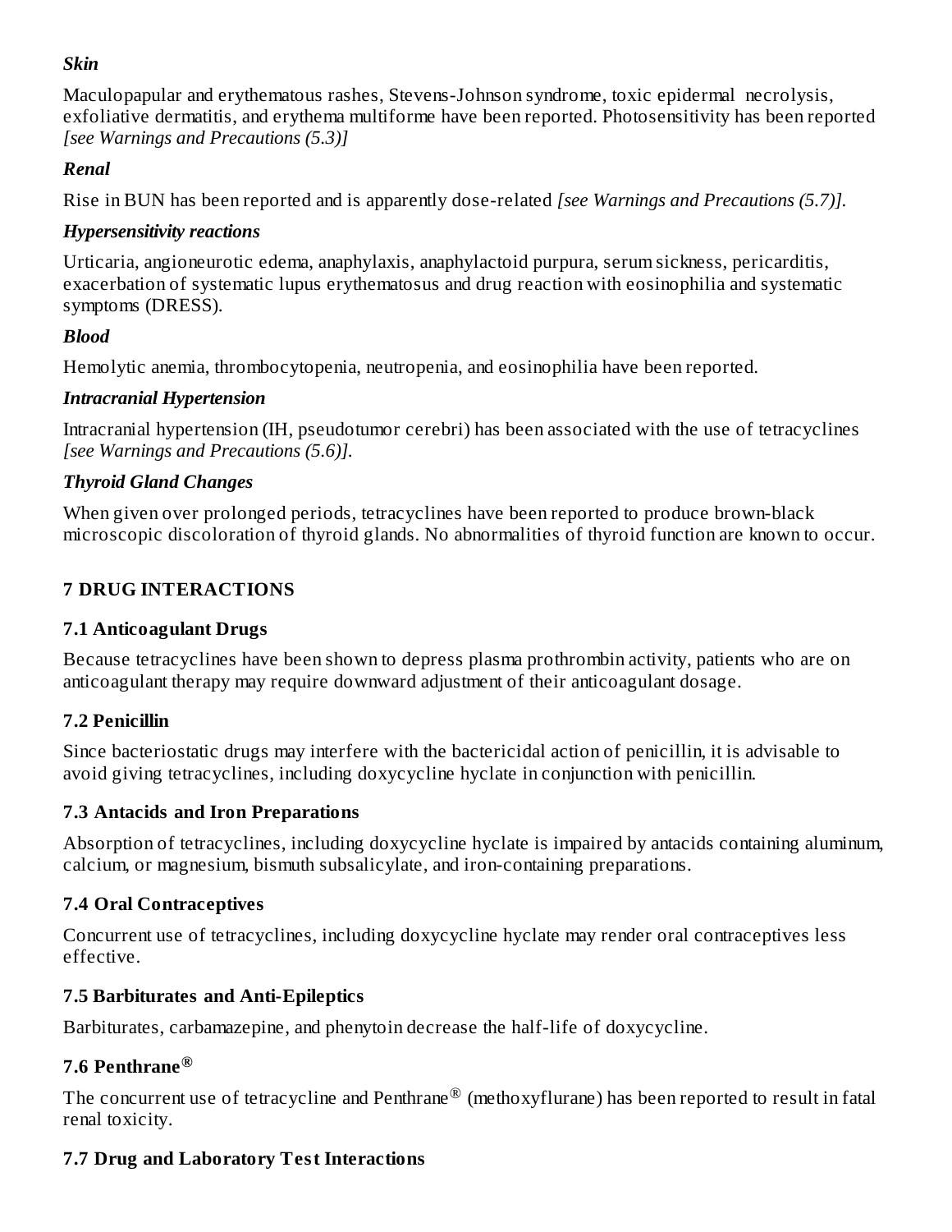***Skin***

Maculopapular and erythematous rashes, Stevens-Johnson syndrome, toxic epidermal necrolysis, exfoliative dermatitis, and erythema multiforme have been reported. Photosensitivity has been reported *[see Warnings and Precautions (5.3)]*

***Renal***

Rise in BUN has been reported and is apparently dose-related *[see Warnings and Precautions (5.7)].*

***Hypersensitivity reactions***

Urticaria, angioneurotic edema, anaphylaxis, anaphylactoid purpura, serum sickness, pericarditis, exacerbation of systematic lupus erythematosus and drug reaction with eosinophilia and systematic symptoms (DRESS).

***Blood***

Hemolytic anemia, thrombocytopenia, neutropenia, and eosinophilia have been reported.

***Intracranial Hypertension***

Intracranial hypertension (IH, pseudotumor cerebri) has been associated with the use of tetracyclines *[see Warnings and Precautions (5.6)].*

***Thyroid Gland Changes***

When given over prolonged periods, tetracyclines have been reported to produce brown-black microscopic discoloration of thyroid glands. No abnormalities of thyroid function are known to occur.

## 7 DRUG INTERACTIONS

### 7.1 Anticoagulant Drugs

Because tetracyclines have been shown to depress plasma prothrombin activity, patients who are on anticoagulant therapy may require downward adjustment of their anticoagulant dosage.

### 7.2 Penicillin

Since bacteriostatic drugs may interfere with the bactericidal action of penicillin, it is advisable to avoid giving tetracyclines, including doxycycline hyclate in conjunction with penicillin.

### 7.3 Antacids and Iron Preparations

Absorption of tetracyclines, including doxycycline hyclate is impaired by antacids containing aluminum, calcium, or magnesium, bismuth subsalicylate, and iron-containing preparations.

### 7.4 Oral Contraceptives

Concurrent use of tetracyclines, including doxycycline hyclate may render oral contraceptives less effective.

### 7.5 Barbiturates and Anti-Epileptics

Barbiturates, carbamazepine, and phenytoin decrease the half-life of doxycycline.

### 7.6 Penthrane®

The concurrent use of tetracycline and Penthrane® (methoxyflurane) has been reported to result in fatal renal toxicity.

### 7.7 Drug and Laboratory Test Interactions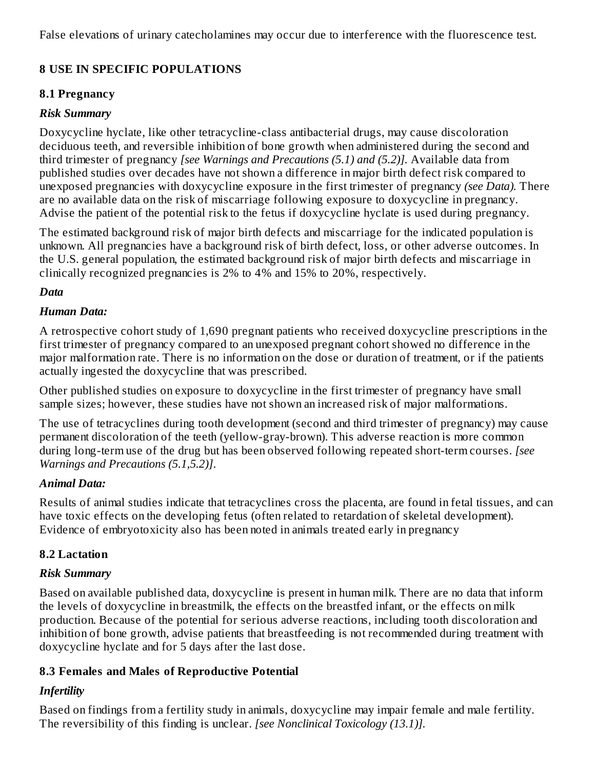False elevations of urinary catecholamines may occur due to interference with the fluorescence test.

## 8 USE IN SPECIFIC POPULATIONS

### 8.1 Pregnancy

***Risk Summary***

Doxycycline hyclate, like other tetracycline-class antibacterial drugs, may cause discoloration deciduous teeth, and reversible inhibition of bone growth when administered during the second and third trimester of pregnancy *[see Warnings and Precautions (5.1) and (5.2)]*. Available data from published studies over decades have not shown a difference in major birth defect risk compared to unexposed pregnancies with doxycycline exposure in the first trimester of pregnancy *(see Data)*. There are no available data on the risk of miscarriage following exposure to doxycycline in pregnancy. Advise the patient of the potential risk to the fetus if doxycycline hyclate is used during pregnancy.

The estimated background risk of major birth defects and miscarriage for the indicated population is unknown. All pregnancies have a background risk of birth defect, loss, or other adverse outcomes. In the U.S. general population, the estimated background risk of major birth defects and miscarriage in clinically recognized pregnancies is 2% to 4% and 15% to 20%, respectively.

***Data***

***Human Data:***

A retrospective cohort study of 1,690 pregnant patients who received doxycycline prescriptions in the first trimester of pregnancy compared to an unexposed pregnant cohort showed no difference in the major malformation rate. There is no information on the dose or duration of treatment, or if the patients actually ingested the doxycycline that was prescribed.

Other published studies on exposure to doxycycline in the first trimester of pregnancy have small sample sizes; however, these studies have not shown an increased risk of major malformations.

The use of tetracyclines during tooth development (second and third trimester of pregnancy) may cause permanent discoloration of the teeth (yellow-gray-brown). This adverse reaction is more common during long-term use of the drug but has been observed following repeated short-term courses. *[see Warnings and Precautions (5.1,5.2)]*.

***Animal Data:***

Results of animal studies indicate that tetracyclines cross the placenta, are found in fetal tissues, and can have toxic effects on the developing fetus (often related to retardation of skeletal development). Evidence of embryotoxicity also has been noted in animals treated early in pregnancy

### 8.2 Lactation

***Risk Summary***

Based on available published data, doxycycline is present in human milk. There are no data that inform the levels of doxycycline in breastmilk, the effects on the breastfed infant, or the effects on milk production. Because of the potential for serious adverse reactions, including tooth discoloration and inhibition of bone growth, advise patients that breastfeeding is not recommended during treatment with doxycycline hyclate and for 5 days after the last dose.

### 8.3 Females and Males of Reproductive Potential

***Infertility***

Based on findings from a fertility study in animals, doxycycline may impair female and male fertility. The reversibility of this finding is unclear. *[see Nonclinical Toxicology (13.1)]*.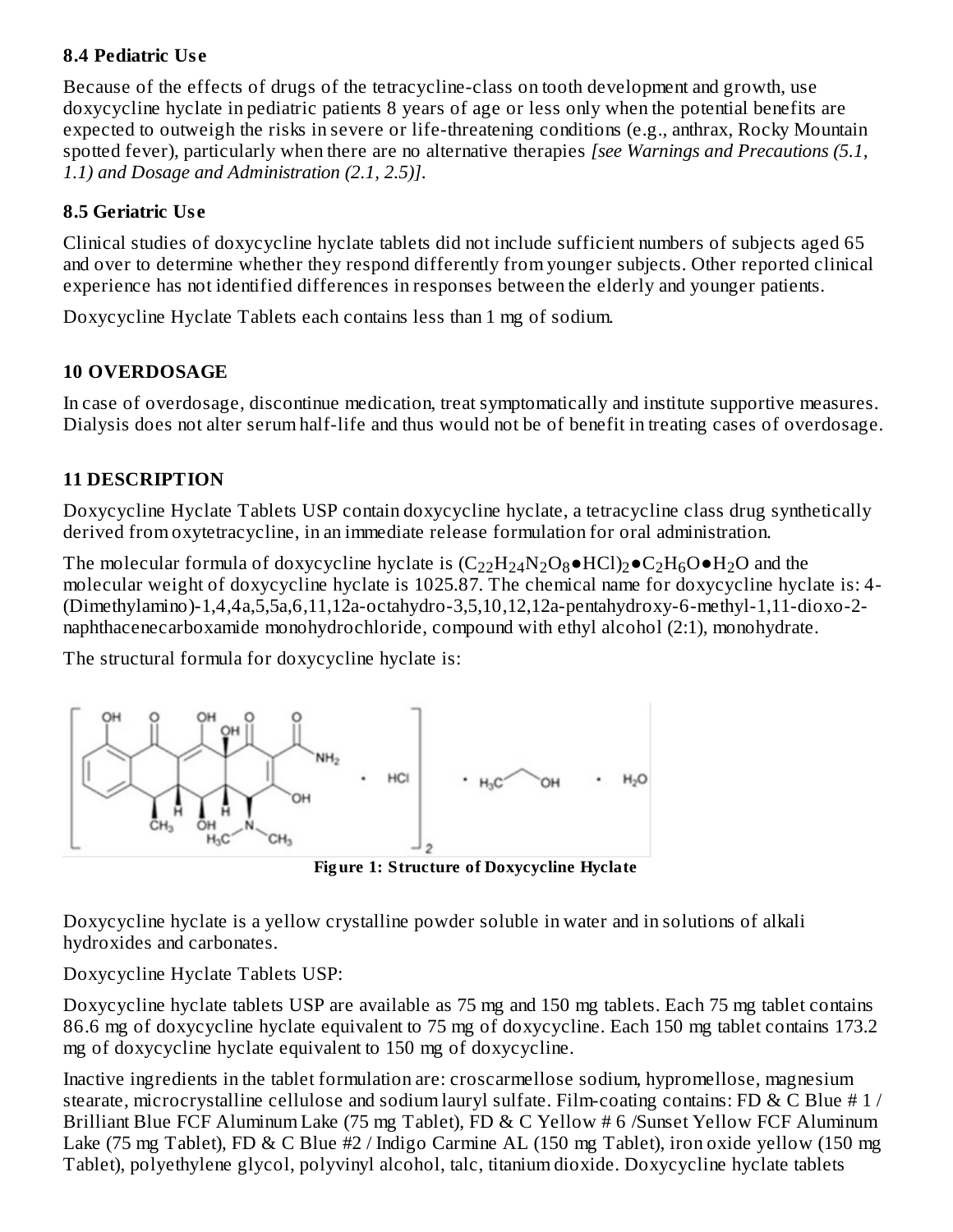### 8.4 Pediatric Use

Because of the effects of drugs of the tetracycline-class on tooth development and growth, use doxycycline hyclate in pediatric patients 8 years of age or less only when the potential benefits are expected to outweigh the risks in severe or life-threatening conditions (e.g., anthrax, Rocky Mountain spotted fever), particularly when there are no alternative therapies *[see Warnings and Precautions (5.1, 1.1) and Dosage and Administration (2.1, 2.5)]*.

### 8.5 Geriatric Use

Clinical studies of doxycycline hyclate tablets did not include sufficient numbers of subjects aged 65 and over to determine whether they respond differently from younger subjects. Other reported clinical experience has not identified differences in responses between the elderly and younger patients.

Doxycycline Hyclate Tablets each contains less than 1 mg of sodium.

## 10 OVERDOSAGE

In case of overdosage, discontinue medication, treat symptomatically and institute supportive measures. Dialysis does not alter serum half-life and thus would not be of benefit in treating cases of overdosage.

## 11 DESCRIPTION

Doxycycline Hyclate Tablets USP contain doxycycline hyclate, a tetracycline class drug synthetically derived from oxytetracycline, in an immediate release formulation for oral administration.

The molecular formula of doxycycline hyclate is $(C_{22}H_{24}N_2O_8 \bullet HCl)_2 \bullet C_2H_6O \bullet H_2O$ and the molecular weight of doxycycline hyclate is 1025.87. The chemical name for doxycycline hyclate is: 4-(Dimethylamino)-1,4,4a,5,5a,6,11,12a-octahydro-3,5,10,12,12a-pentahydroxy-6-methyl-1,11-dioxo-2-naphthacenecarboxamide monohydrochloride, compound with ethyl alcohol (2:1), monohydrate.

The structural formula for doxycycline hyclate is:

**Figure 1: Structure of Doxycycline Hyclate**

Doxycycline hyclate is a yellow crystalline powder soluble in water and in solutions of alkali hydroxides and carbonates.

Doxycycline Hyclate Tablets USP:

Doxycycline hyclate tablets USP are available as 75 mg and 150 mg tablets. Each 75 mg tablet contains 86.6 mg of doxycycline hyclate equivalent to 75 mg of doxycycline. Each 150 mg tablet contains 173.2 mg of doxycycline hyclate equivalent to 150 mg of doxycycline.

Inactive ingredients in the tablet formulation are: croscarmellose sodium, hypromellose, magnesium stearate, microcrystalline cellulose and sodium lauryl sulfate. Film-coating contains: FD & C Blue # 1 / Brilliant Blue FCF Aluminum Lake (75 mg Tablet), FD & C Yellow # 6 /Sunset Yellow FCF Aluminum Lake (75 mg Tablet), FD & C Blue #2 / Indigo Carmine AL (150 mg Tablet), iron oxide yellow (150 mg Tablet), polyethylene glycol, polyvinyl alcohol, talc, titanium dioxide. Doxycycline hyclate tablets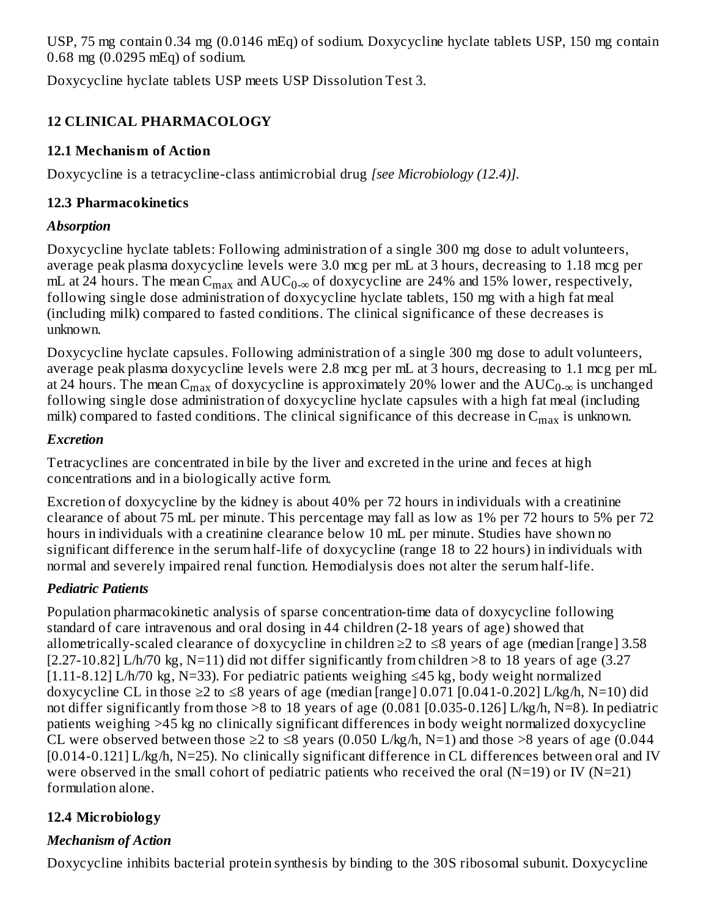USP, 75 mg contain 0.34 mg (0.0146 mEq) of sodium. Doxycycline hyclate tablets USP, 150 mg contain 0.68 mg (0.0295 mEq) of sodium.

Doxycycline hyclate tablets USP meets USP Dissolution Test 3.

## 12 CLINICAL PHARMACOLOGY

### 12.1 Mechanism of Action

Doxycycline is a tetracycline-class antimicrobial drug *[see Microbiology (12.4)]*.

### 12.3 Pharmacokinetics

***Absorption***

Doxycycline hyclate tablets: Following administration of a single 300 mg dose to adult volunteers, average peak plasma doxycycline levels were 3.0 mcg per mL at 3 hours, decreasing to 1.18 mcg per mL at 24 hours. The mean $C_{max}$ and $AUC_{0-\infty}$ of doxycycline are 24% and 15% lower, respectively, following single dose administration of doxycycline hyclate tablets, 150 mg with a high fat meal (including milk) compared to fasted conditions. The clinical significance of these decreases is unknown.

Doxycycline hyclate capsules. Following administration of a single 300 mg dose to adult volunteers, average peak plasma doxycycline levels were 2.8 mcg per mL at 3 hours, decreasing to 1.1 mcg per mL at 24 hours. The mean $C_{max}$ of doxycycline is approximately 20% lower and the $AUC_{0-\infty}$ is unchanged following single dose administration of doxycycline hyclate capsules with a high fat meal (including milk) compared to fasted conditions. The clinical significance of this decrease in $C_{max}$ is unknown.

***Excretion***

Tetracyclines are concentrated in bile by the liver and excreted in the urine and feces at high concentrations and in a biologically active form.

Excretion of doxycycline by the kidney is about 40% per 72 hours in individuals with a creatinine clearance of about 75 mL per minute. This percentage may fall as low as 1% per 72 hours to 5% per 72 hours in individuals with a creatinine clearance below 10 mL per minute. Studies have shown no significant difference in the serum half-life of doxycycline (range 18 to 22 hours) in individuals with normal and severely impaired renal function. Hemodialysis does not alter the serum half-life.

***Pediatric Patients***

Population pharmacokinetic analysis of sparse concentration-time data of doxycycline following standard of care intravenous and oral dosing in 44 children (2-18 years of age) showed that allometrically-scaled clearance of doxycycline in children ≥2 to ≤8 years of age (median [range] 3.58 [2.27-10.82] L/h/70 kg, N=11) did not differ significantly from children >8 to 18 years of age (3.27 [1.11-8.12] L/h/70 kg, N=33). For pediatric patients weighing ≤45 kg, body weight normalized doxycycline CL in those ≥2 to ≤8 years of age (median [range] 0.071 [0.041-0.202] L/kg/h, N=10) did not differ significantly from those >8 to 18 years of age (0.081 [0.035-0.126] L/kg/h, N=8). In pediatric patients weighing >45 kg no clinically significant differences in body weight normalized doxycycline CL were observed between those ≥2 to ≤8 years (0.050 L/kg/h, N=1) and those >8 years of age (0.044 [0.014-0.121] L/kg/h, N=25). No clinically significant difference in CL differences between oral and IV were observed in the small cohort of pediatric patients who received the oral (N=19) or IV (N=21) formulation alone.

### 12.4 Microbiology

***Mechanism of Action***

Doxycycline inhibits bacterial protein synthesis by binding to the 30S ribosomal subunit. Doxycycline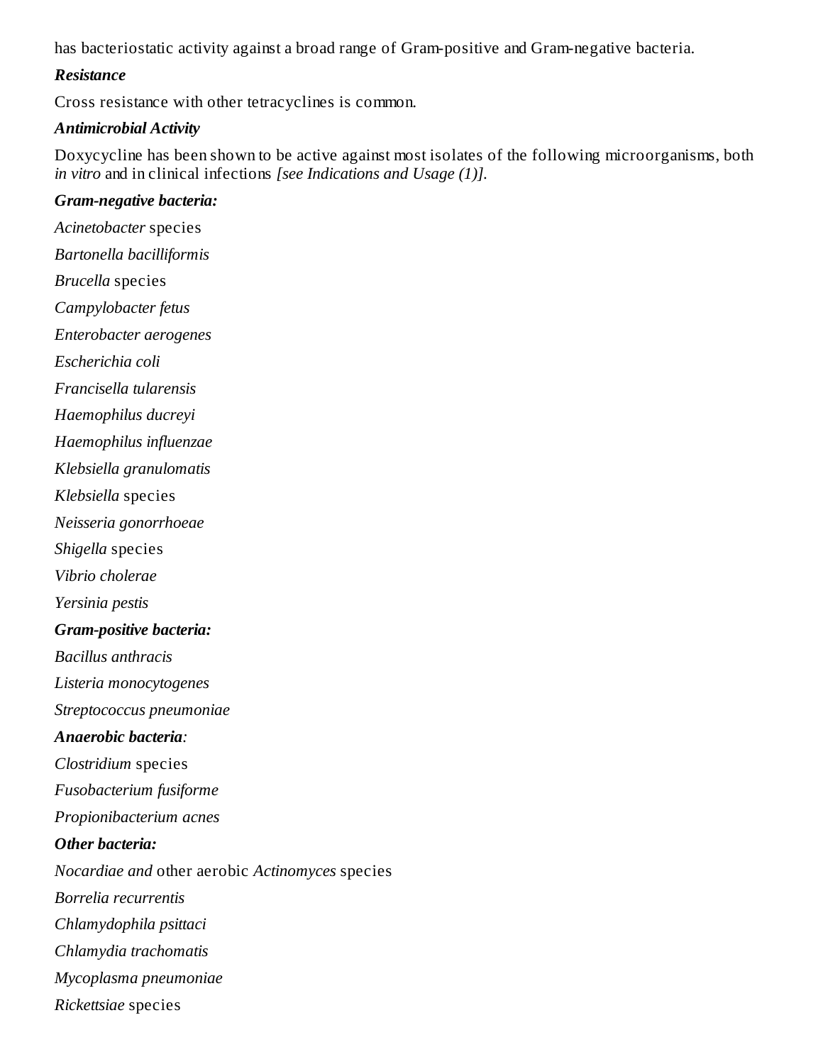has bacteriostatic activity against a broad range of Gram-positive and Gram-negative bacteria.

***Resistance***

Cross resistance with other tetracyclines is common.

***Antimicrobial Activity***

Doxycycline has been shown to be active against most isolates of the following microorganisms, both *in vitro* and in clinical infections *[see Indications and Usage (1)]*.

***Gram-negative bacteria:***

*Acinetobacter* species

*Bartonella bacilliformis*

*Brucella* species

*Campylobacter fetus*

*Enterobacter aerogenes*

*Escherichia coli*

*Francisella tularensis*

*Haemophilus ducreyi*

*Haemophilus influenzae*

*Klebsiella granulomatis*

*Klebsiella* species

*Neisseria gonorrhoeae*

*Shigella* species

*Vibrio cholerae*

*Yersinia pestis*

***Gram-positive bacteria:***

*Bacillus anthracis*

*Listeria monocytogenes*

*Streptococcus pneumoniae*

***Anaerobic bacteria:***

*Clostridium* species

*Fusobacterium fusiforme*

*Propionibacterium acnes*

***Other bacteria:***

*Nocardiae and* other aerobic *Actinomyces* species

*Borrelia recurrentis*

*Chlamydophila psittaci*

*Chlamydia trachomatis*

*Mycoplasma pneumoniae*

*Rickettsiae* species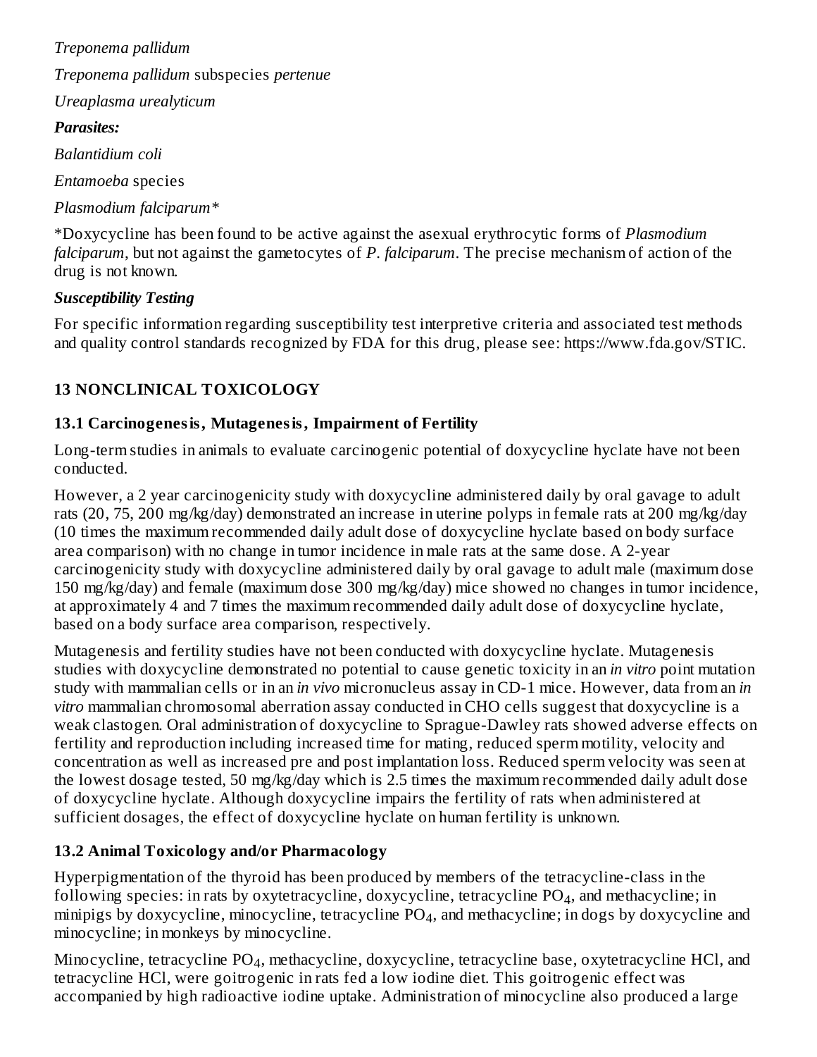*Treponema pallidum*

*Treponema pallidum* subspecies *pertenue*

*Ureaplasma urealyticum*

***Parasites:***

*Balantidium coli*

*Entamoeba* species

*Plasmodium falciparum**

*Doxycycline has been found to be active against the asexual erythrocytic forms of *Plasmodium falciparum*, but not against the gametocytes of *P. falciparum*. The precise mechanism of action of the drug is not known.

***Susceptibility Testing***

For specific information regarding susceptibility test interpretive criteria and associated test methods and quality control standards recognized by FDA for this drug, please see: https://www.fda.gov/STIC.

## 13 NONCLINICAL TOXICOLOGY

### 13.1 Carcinogenesis, Mutagenesis, Impairment of Fertility

Long-term studies in animals to evaluate carcinogenic potential of doxycycline hyclate have not been conducted.

However, a 2 year carcinogenicity study with doxycycline administered daily by oral gavage to adult rats (20, 75, 200 mg/kg/day) demonstrated an increase in uterine polyps in female rats at 200 mg/kg/day (10 times the maximum recommended daily adult dose of doxycycline hyclate based on body surface area comparison) with no change in tumor incidence in male rats at the same dose. A 2-year carcinogenicity study with doxycycline administered daily by oral gavage to adult male (maximum dose 150 mg/kg/day) and female (maximum dose 300 mg/kg/day) mice showed no changes in tumor incidence, at approximately 4 and 7 times the maximum recommended daily adult dose of doxycycline hyclate, based on a body surface area comparison, respectively.

Mutagenesis and fertility studies have not been conducted with doxycycline hyclate. Mutagenesis studies with doxycycline demonstrated no potential to cause genetic toxicity in an *in vitro* point mutation study with mammalian cells or in an *in vivo* micronucleus assay in CD-1 mice. However, data from an *in vitro* mammalian chromosomal aberration assay conducted in CHO cells suggest that doxycycline is a weak clastogen. Oral administration of doxycycline to Sprague-Dawley rats showed adverse effects on fertility and reproduction including increased time for mating, reduced sperm motility, velocity and concentration as well as increased pre and post implantation loss. Reduced sperm velocity was seen at the lowest dosage tested, 50 mg/kg/day which is 2.5 times the maximum recommended daily adult dose of doxycycline hyclate. Although doxycycline impairs the fertility of rats when administered at sufficient dosages, the effect of doxycycline hyclate on human fertility is unknown.

### 13.2 Animal Toxicology and/or Pharmacology

Hyperpigmentation of the thyroid has been produced by members of the tetracycline-class in the following species: in rats by oxytetracycline, doxycycline, tetracycline $PO_4$, and methacycline; in minipigs by doxycycline, minocycline, tetracycline $PO_4$, and methacycline; in dogs by doxycycline and minocycline; in monkeys by minocycline.

Minocycline, tetracycline $PO_4$, methacycline, doxycycline, tetracycline base, oxytetracycline HCl, and tetracycline HCl, were goitrogenic in rats fed a low iodine diet. This goitrogenic effect was accompanied by high radioactive iodine uptake. Administration of minocycline also produced a large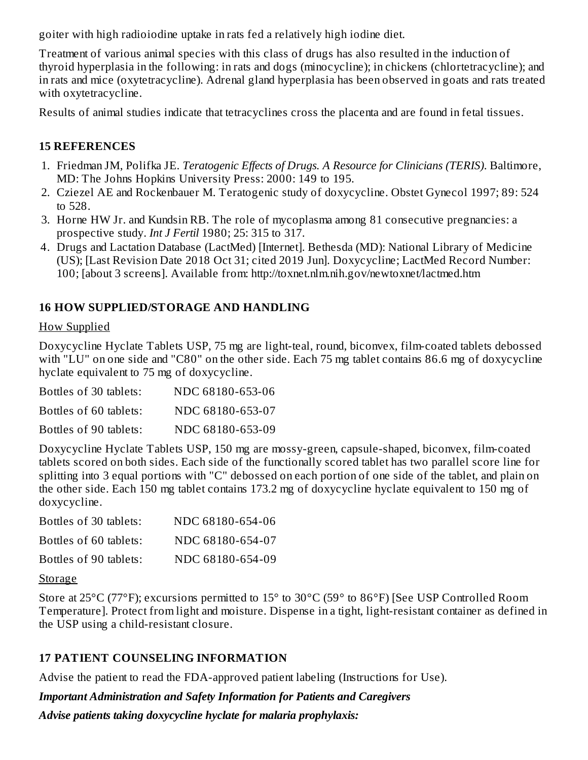goiter with high radioiodine uptake in rats fed a relatively high iodine diet.

Treatment of various animal species with this class of drugs has also resulted in the induction of thyroid hyperplasia in the following: in rats and dogs (minocycline); in chickens (chlortetracycline); and in rats and mice (oxytetracycline). Adrenal gland hyperplasia has been observed in goats and rats treated with oxytetracycline.

Results of animal studies indicate that tetracyclines cross the placenta and are found in fetal tissues.

## 15 REFERENCES

1. Friedman JM, Polifka JE. *Teratogenic Effects of Drugs. A Resource for Clinicians (TERIS)*. Baltimore, MD: The Johns Hopkins University Press: 2000: 149 to 195.
2. Cziezel AE and Rockenbauer M. Teratogenic study of doxycycline. Obstet Gynecol 1997; 89: 524 to 528.
3. Horne HW Jr. and Kundsin RB. The role of mycoplasma among 81 consecutive pregnancies: a prospective study. *Int J Fertil* 1980; 25: 315 to 317.
4. Drugs and Lactation Database (LactMed) [Internet]. Bethesda (MD): National Library of Medicine (US); [Last Revision Date 2018 Oct 31; cited 2019 Jun]. Doxycycline; LactMed Record Number: 100; [about 3 screens]. Available from: http://toxnet.nlm.nih.gov/newtoxnet/lactmed.htm

## 16 HOW SUPPLIED/STORAGE AND HANDLING

How Supplied

Doxycycline Hyclate Tablets USP, 75 mg are light-teal, round, biconvex, film-coated tablets debossed with "LU" on one side and "C80" on the other side. Each 75 mg tablet contains 86.6 mg of doxycycline hyclate equivalent to 75 mg of doxycycline.

| | |
|---|---|
| Bottles of 30 tablets: | NDC 68180-653-06 |
| Bottles of 60 tablets: | NDC 68180-653-07 |
| Bottles of 90 tablets: | NDC 68180-653-09 |

Doxycycline Hyclate Tablets USP, 150 mg are mossy-green, capsule-shaped, biconvex, film-coated tablets scored on both sides. Each side of the functionally scored tablet has two parallel score line for splitting into 3 equal portions with "C" debossed on each portion of one side of the tablet, and plain on the other side. Each 150 mg tablet contains 173.2 mg of doxycycline hyclate equivalent to 150 mg of doxycycline.

| | |
|---|---|
| Bottles of 30 tablets: | NDC 68180-654-06 |
| Bottles of 60 tablets: | NDC 68180-654-07 |
| Bottles of 90 tablets: | NDC 68180-654-09 |

Storage

Store at 25°C (77°F); excursions permitted to 15° to 30°C (59° to 86°F) [See USP Controlled Room Temperature]. Protect from light and moisture. Dispense in a tight, light-resistant container as defined in the USP using a child-resistant closure.

## 17 PATIENT COUNSELING INFORMATION

Advise the patient to read the FDA-approved patient labeling (Instructions for Use).

***Important Administration and Safety Information for Patients and Caregivers***

***Advise patients taking doxycycline hyclate for malaria prophylaxis:***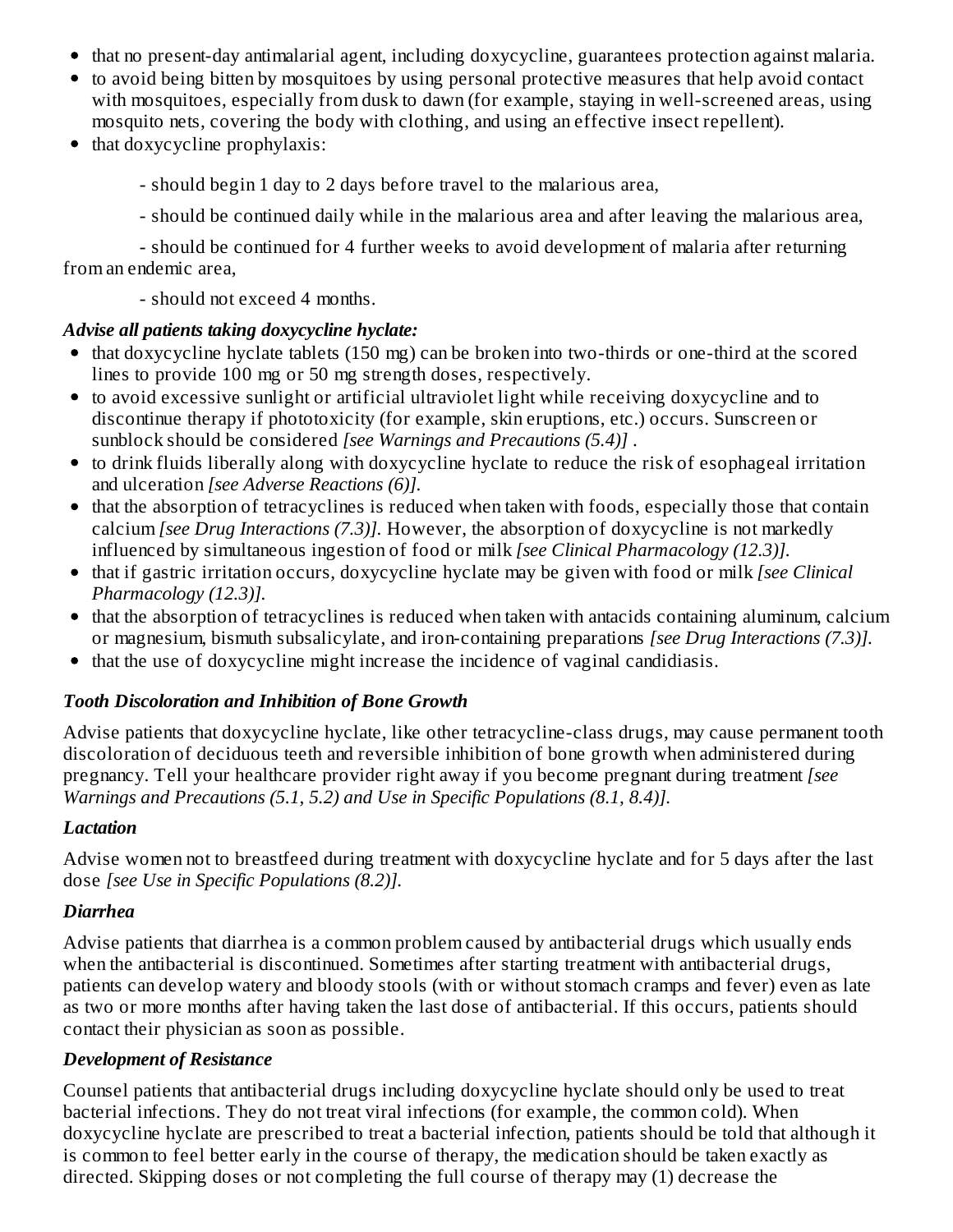- that no present-day antimalarial agent, including doxycycline, guarantees protection against malaria.
- to avoid being bitten by mosquitoes by using personal protective measures that help avoid contact with mosquitoes, especially from dusk to dawn (for example, staying in well-screened areas, using mosquito nets, covering the body with clothing, and using an effective insect repellent).
- that doxycycline prophylaxis:

  - should begin 1 day to 2 days before travel to the malarious area,

  - should be continued daily while in the malarious area and after leaving the malarious area,

  - should be continued for 4 further weeks to avoid development of malaria after returning from an endemic area,

  - should not exceed 4 months.

***Advise all patients taking doxycycline hyclate:***

- that doxycycline hyclate tablets (150 mg) can be broken into two-thirds or one-third at the scored lines to provide 100 mg or 50 mg strength doses, respectively.
- to avoid excessive sunlight or artificial ultraviolet light while receiving doxycycline and to discontinue therapy if phototoxicity (for example, skin eruptions, etc.) occurs. Sunscreen or sunblock should be considered *[see Warnings and Precautions (5.4)]* .
- to drink fluids liberally along with doxycycline hyclate to reduce the risk of esophageal irritation and ulceration *[see Adverse Reactions (6)].*
- that the absorption of tetracyclines is reduced when taken with foods, especially those that contain calcium *[see Drug Interactions (7.3)].* However, the absorption of doxycycline is not markedly influenced by simultaneous ingestion of food or milk *[see Clinical Pharmacology (12.3)].*
- that if gastric irritation occurs, doxycycline hyclate may be given with food or milk *[see Clinical Pharmacology (12.3)].*
- that the absorption of tetracyclines is reduced when taken with antacids containing aluminum, calcium or magnesium, bismuth subsalicylate, and iron-containing preparations *[see Drug Interactions (7.3)].*
- that the use of doxycycline might increase the incidence of vaginal candidiasis.

***Tooth Discoloration and Inhibition of Bone Growth***

Advise patients that doxycycline hyclate, like other tetracycline-class drugs, may cause permanent tooth discoloration of deciduous teeth and reversible inhibition of bone growth when administered during pregnancy. Tell your healthcare provider right away if you become pregnant during treatment *[see Warnings and Precautions (5.1, 5.2) and Use in Specific Populations (8.1, 8.4)].*

***Lactation***

Advise women not to breastfeed during treatment with doxycycline hyclate and for 5 days after the last dose *[see Use in Specific Populations (8.2)].*

***Diarrhea***

Advise patients that diarrhea is a common problem caused by antibacterial drugs which usually ends when the antibacterial is discontinued. Sometimes after starting treatment with antibacterial drugs, patients can develop watery and bloody stools (with or without stomach cramps and fever) even as late as two or more months after having taken the last dose of antibacterial. If this occurs, patients should contact their physician as soon as possible.

***Development of Resistance***

Counsel patients that antibacterial drugs including doxycycline hyclate should only be used to treat bacterial infections. They do not treat viral infections (for example, the common cold). When doxycycline hyclate are prescribed to treat a bacterial infection, patients should be told that although it is common to feel better early in the course of therapy, the medication should be taken exactly as directed. Skipping doses or not completing the full course of therapy may (1) decrease the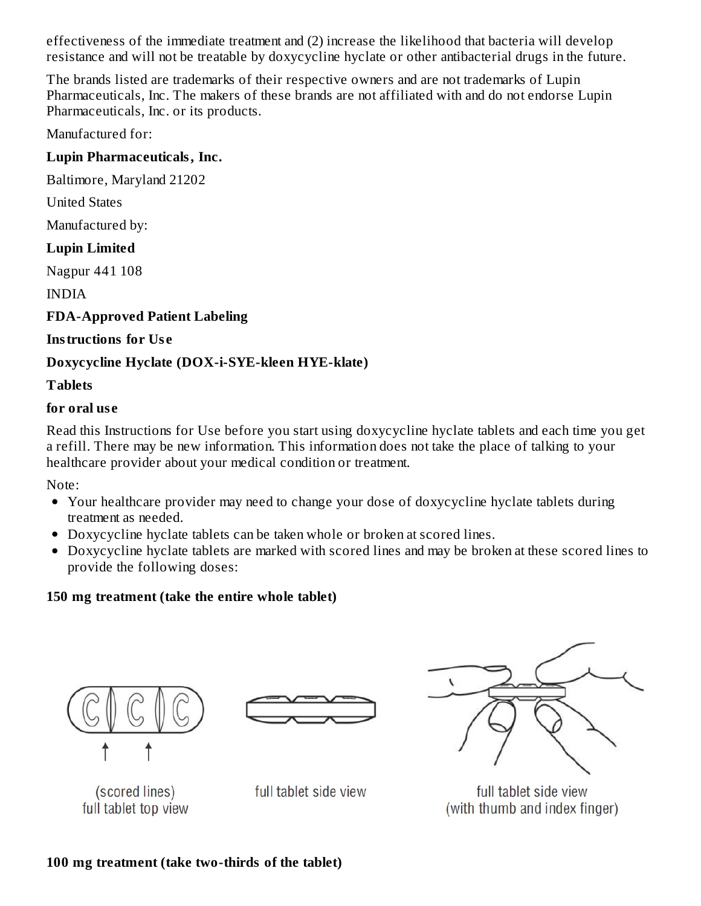effectiveness of the immediate treatment and (2) increase the likelihood that bacteria will develop resistance and will not be treatable by doxycycline hyclate or other antibacterial drugs in the future.

The brands listed are trademarks of their respective owners and are not trademarks of Lupin Pharmaceuticals, Inc. The makers of these brands are not affiliated with and do not endorse Lupin Pharmaceuticals, Inc. or its products.

Manufactured for:

**Lupin Pharmaceuticals, Inc.**

Baltimore, Maryland 21202

United States

Manufactured by:

**Lupin Limited**

Nagpur 441 108

INDIA

**FDA-Approved Patient Labeling**

**Instructions for Use**

**Doxycycline Hyclate (DOX-i-SYE-kleen HYE-klate)**

**Tablets**

**for oral use**

Read this Instructions for Use before you start using doxycycline hyclate tablets and each time you get a refill. There may be new information. This information does not take the place of talking to your healthcare provider about your medical condition or treatment.

Note:

- Your healthcare provider may need to change your dose of doxycycline hyclate tablets during treatment as needed.
- Doxycycline hyclate tablets can be taken whole or broken at scored lines.
- Doxycycline hyclate tablets are marked with scored lines and may be broken at these scored lines to provide the following doses:

**150 mg treatment (take the entire whole tablet)**

(scored lines)
full tablet top view

full tablet side view

full tablet side view
(with thumb and index finger)

**100 mg treatment (take two-thirds of the tablet)**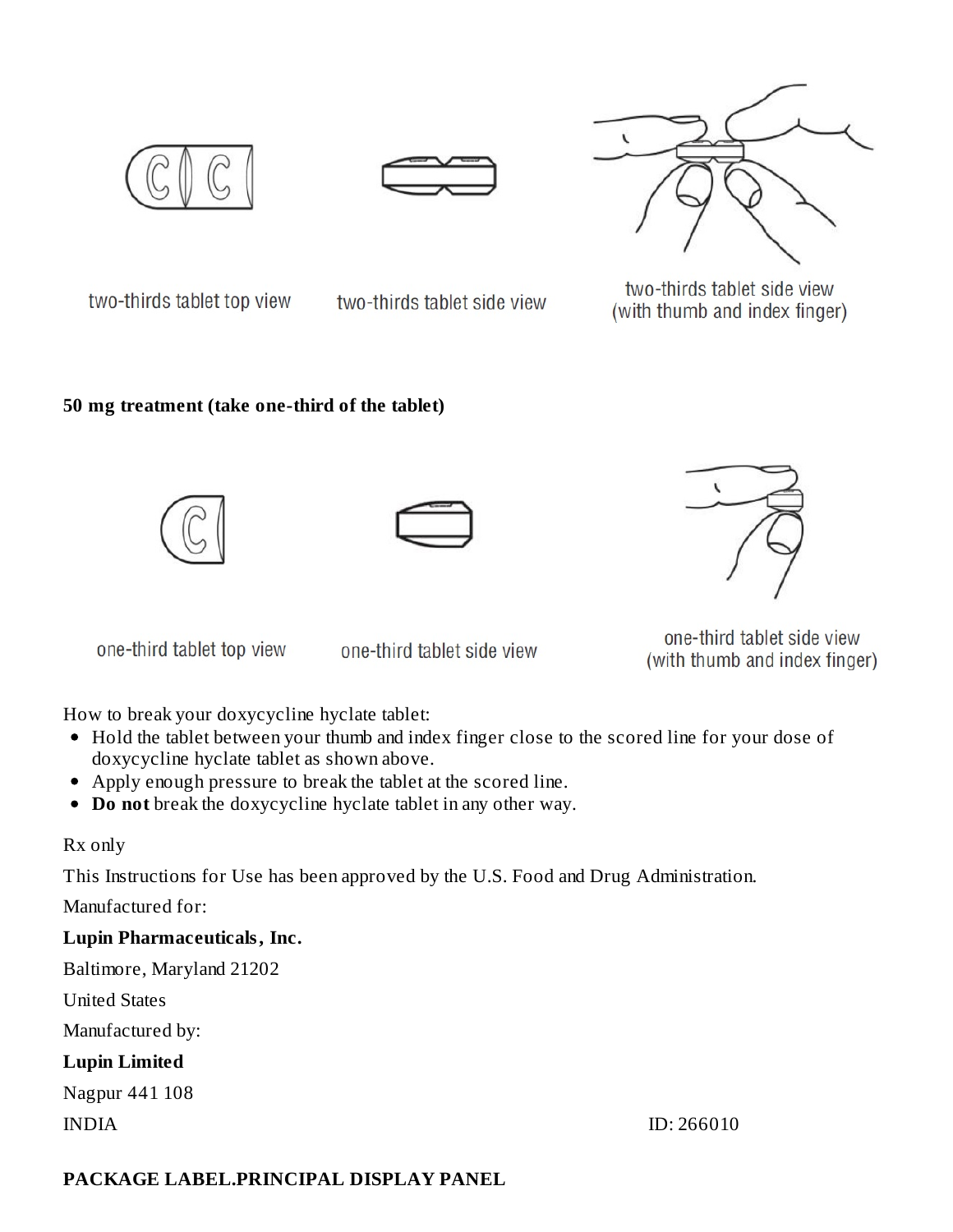two-thirds tablet top view

two-thirds tablet side view

two-thirds tablet side view (with thumb and index finger)

**50 mg treatment (take one-third of the tablet)**

one-third tablet top view

one-third tablet side view

one-third tablet side view (with thumb and index finger)

How to break your doxycycline hyclate tablet:

- Hold the tablet between your thumb and index finger close to the scored line for your dose of doxycycline hyclate tablet as shown above.
- Apply enough pressure to break the tablet at the scored line.
- **Do not** break the doxycycline hyclate tablet in any other way.

Rx only

This Instructions for Use has been approved by the U.S. Food and Drug Administration.

Manufactured for:

**Lupin Pharmaceuticals, Inc.**

Baltimore, Maryland 21202

United States

Manufactured by:

**Lupin Limited**

Nagpur 441 108

INDIA

ID: 266010

**PACKAGE LABEL.PRINCIPAL DISPLAY PANEL**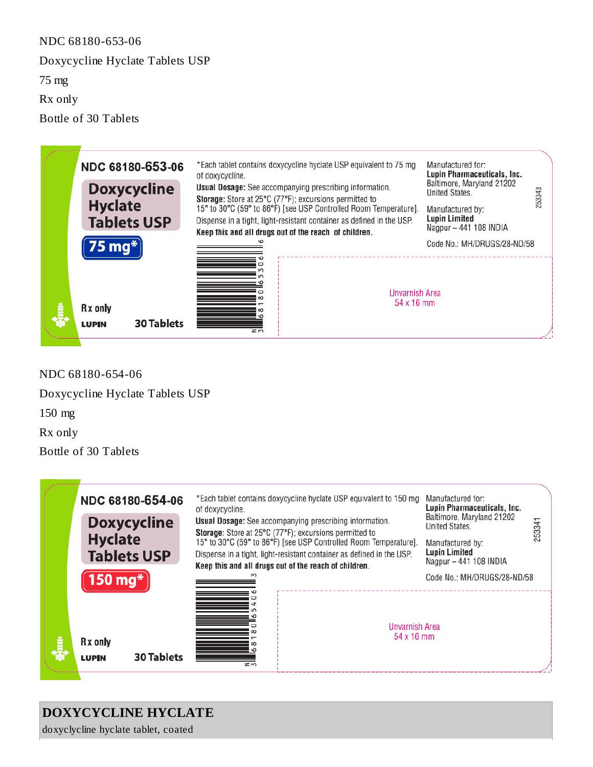NDC 68180-653-06

Doxycycline Hyclate Tablets USP

75 mg

Rx only

Bottle of 30 Tablets

NDC 68180-653-06

Doxycycline Hyclate Tablets USP

75 mg*

Rx only

LUPIN

30 Tablets

*Each tablet contains doxycycline hyclate USP equivalent to 75 mg of doxycycline.

**Usual Dosage:** See accompanying prescribing information.

**Storage:** Store at 25°C (77°F); excursions permitted to 15° to 30°C (59° to 86°F) [see USP Controlled Room Temperature].

Dispense in a tight, light-resistant container as defined in the USP.

**Keep this and all drugs out of the reach of children.**

Manufactured for:
**Lupin Pharmaceuticals, Inc.**
Baltimore, Maryland 21202
United States.

Manufactured by:
**Lupin Limited**
Nagpur – 441 108 INDIA

Code No.: MH/DRUGS/28-ND/58

253343

N 3 68180 65306 6

Unvarnish Area
54 x 16 mm

NDC 68180-654-06

Doxycycline Hyclate Tablets USP

150 mg

Rx only

Bottle of 30 Tablets

NDC 68180-654-06

Doxycycline Hyclate Tablets USP

150 mg*

Rx only

LUPIN

30 Tablets

*Each tablet contains doxycycline hyclate USP equivalent to 150 mg of doxycycline.

**Usual Dosage:** See accompanying prescribing information.

**Storage:** Store at 25°C (77°F); excursions permitted to 15° to 30°C (59° to 86°F) [see USP Controlled Room Temperature].

Dispense in a tight, light-resistant container as defined in the USP.

**Keep this and all drugs out of the reach of children.**

Manufactured for:
**Lupin Pharmaceuticals, Inc.**
Baltimore, Maryland 21202
United States.

Manufactured by:
**Lupin Limited**
Nagpur – 441 108 INDIA

Code No.: MH/DRUGS/28-ND/58

253341

N 3 68180 65406 3

Unvarnish Area
54 x 16 mm

## DOXYCYCLINE HYCLATE

doxycycline hyclate tablet, coated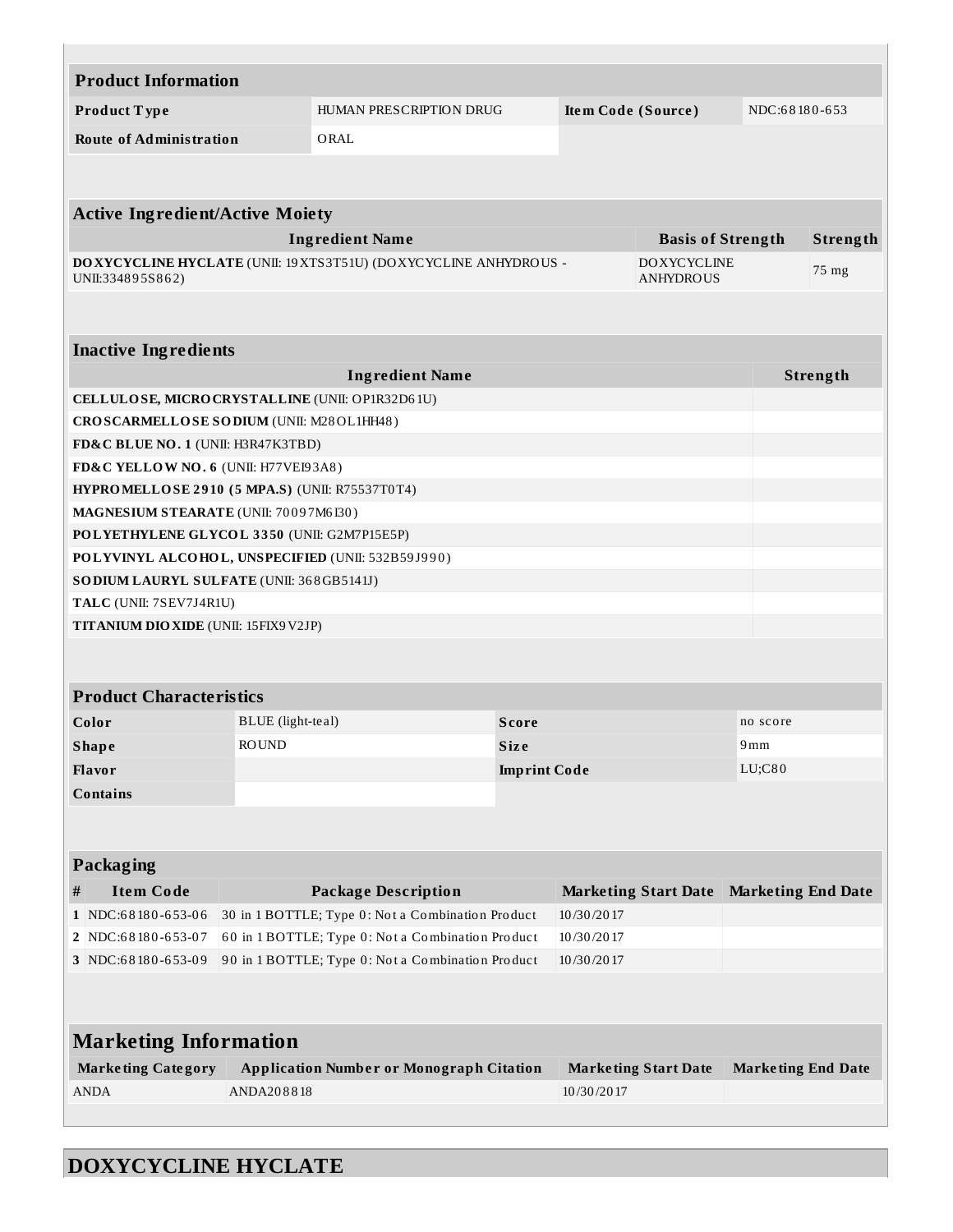| Product Information | | | |
|---|---|---|---|
| **Product Type** | HUMAN PRESCRIPTION DRUG | **Item Code (Source)** | NDC:68180-653 |
| **Route of Administration** | ORAL | | |

| Active Ingredient/Active Moiety | | |
|---|---|---|
| **Ingredient Name** | **Basis of Strength** | **Strength** |
| **DOXYCYCLINE HYCLATE** (UNII: 19XTS3T51U) (DOXYCYCLINE ANHYDROUS - UNII:334895S862) | DOXYCYCLINE ANHYDROUS | 75 mg |

| Inactive Ingredients | |
|---|---|
| **Ingredient Name** | **Strength** |
| **CELLULOSE, MICROCRYSTALLINE** (UNII: OP1R32D61U) | |
| **CROSCARMELLOSE SODIUM** (UNII: M28OL1HH48) | |
| **FD&C BLUE NO. 1** (UNII: H3R47K3TBD) | |
| **FD&C YELLOW NO. 6** (UNII: H77VEI93A8) | |
| **HYPROMELLOSE 2910 (5 MPA.S)** (UNII: R75537T0T4) | |
| **MAGNESIUM STEARATE** (UNII: 70097M6I30) | |
| **POLYETHYLENE GLYCOL 3350** (UNII: G2M7P15E5P) | |
| **POLYVINYL ALCOHOL, UNSPECIFIED** (UNII: 532B59J990) | |
| **SODIUM LAURYL SULFATE** (UNII: 368GB5141J) | |
| **TALC** (UNII: 7SEV7J4R1U) | |
| **TITANIUM DIOXIDE** (UNII: 15FIX9V2JP) | |

| Product Characteristics | | | |
|---|---|---|---|
| **Color** | BLUE (light-teal) | **Score** | no score |
| **Shape** | ROUND | **Size** | 9mm |
| **Flavor** | | **Imprint Code** | LU;C80 |
| **Contains** | | | |

| Packaging | | | | |
|---|---|---|---|---|
| **#** | **Item Code** | **Package Description** | **Marketing Start Date** | **Marketing End Date** |
| 1 | NDC:68180-653-06 | 30 in 1 BOTTLE; Type 0: Not a Combination Product | 10/30/2017 | |
| 2 | NDC:68180-653-07 | 60 in 1 BOTTLE; Type 0: Not a Combination Product | 10/30/2017 | |
| 3 | NDC:68180-653-09 | 90 in 1 BOTTLE; Type 0: Not a Combination Product | 10/30/2017 | |

| Marketing Information | | | |
|---|---|---|---|
| **Marketing Category** | **Application Number or Monograph Citation** | **Marketing Start Date** | **Marketing End Date** |
| ANDA | ANDA208818 | 10/30/2017 | |

# DOXYCYCLINE HYCLATE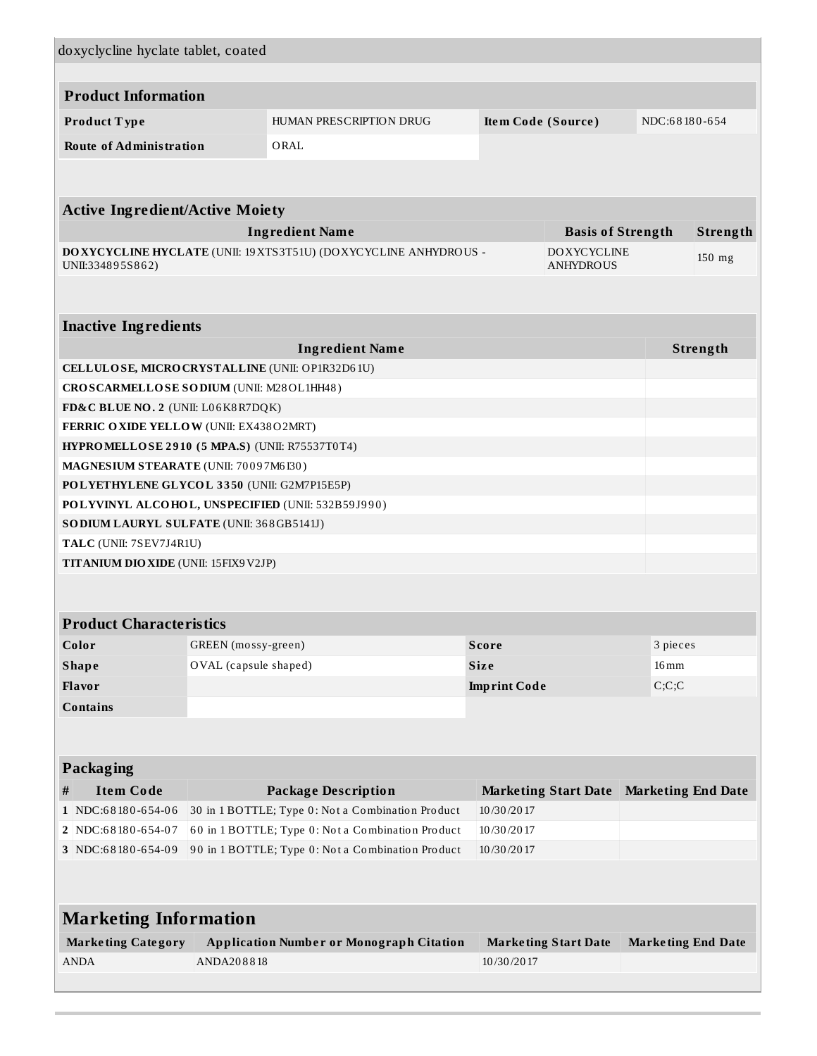doxycycline hyclate tablet, coated

| **Product Information** | | | |
|---|---|---|---|
| **Product Type** | HUMAN PRESCRIPTION DRUG | **Item Code (Source)** | NDC:68180-654 |
| **Route of Administration** | ORAL | | |

| **Active Ingredient/Active Moiety** | | |
|---|---|---|
| **Ingredient Name** | **Basis of Strength** | **Strength** |
| **DOXYCYCLINE HYCLATE** (UNII: 19XTS3T51U) (DOXYCYCLINE ANHYDROUS - UNII:334895S862) | DOXYCYCLINE ANHYDROUS | 150 mg |

| **Inactive Ingredients** | |
|---|---|
| **Ingredient Name** | **Strength** |
| **CELLULOSE, MICROCRYSTALLINE** (UNII: OP1R32D61U) | |
| **CROSCARMELLOSE SODIUM** (UNII: M28OL1HH48) | |
| **FD&C BLUE NO. 2** (UNII: L06K8R7DQK) | |
| **FERRIC OXIDE YELLOW** (UNII: EX438O2MRT) | |
| **HYPROMELLOSE 2910 (5 MPA.S)** (UNII: R75537T0T4) | |
| **MAGNESIUM STEARATE** (UNII: 70097M6I30) | |
| **POLYETHYLENE GLYCOL 3350** (UNII: G2M7P15E5P) | |
| **POLYVINYL ALCOHOL, UNSPECIFIED** (UNII: 532B59J990) | |
| **SODIUM LAURYL SULFATE** (UNII: 368GB5141J) | |
| **TALC** (UNII: 7SEV7J4R1U) | |
| **TITANIUM DIOXIDE** (UNII: 15FIX9V2JP) | |

| **Product Characteristics** | | | |
|---|---|---|---|
| **Color** | GREEN (mossy-green) | **Score** | 3 pieces |
| **Shape** | OVAL (capsule shaped) | **Size** | 16mm |
| **Flavor** | | **Imprint Code** | C;C;C |
| **Contains** | | | |

| **Packaging** | | | | |
|---|---|---|---|---|
| **#** | **Item Code** | **Package Description** | **Marketing Start Date** | **Marketing End Date** |
| 1 | NDC:68180-654-06 | 30 in 1 BOTTLE; Type 0: Not a Combination Product | 10/30/2017 | |
| 2 | NDC:68180-654-07 | 60 in 1 BOTTLE; Type 0: Not a Combination Product | 10/30/2017 | |
| 3 | NDC:68180-654-09 | 90 in 1 BOTTLE; Type 0: Not a Combination Product | 10/30/2017 | |

| **Marketing Information** | | | |
|---|---|---|---|
| **Marketing Category** | **Application Number or Monograph Citation** | **Marketing Start Date** | **Marketing End Date** |
| ANDA | ANDA208818 | 10/30/2017 | |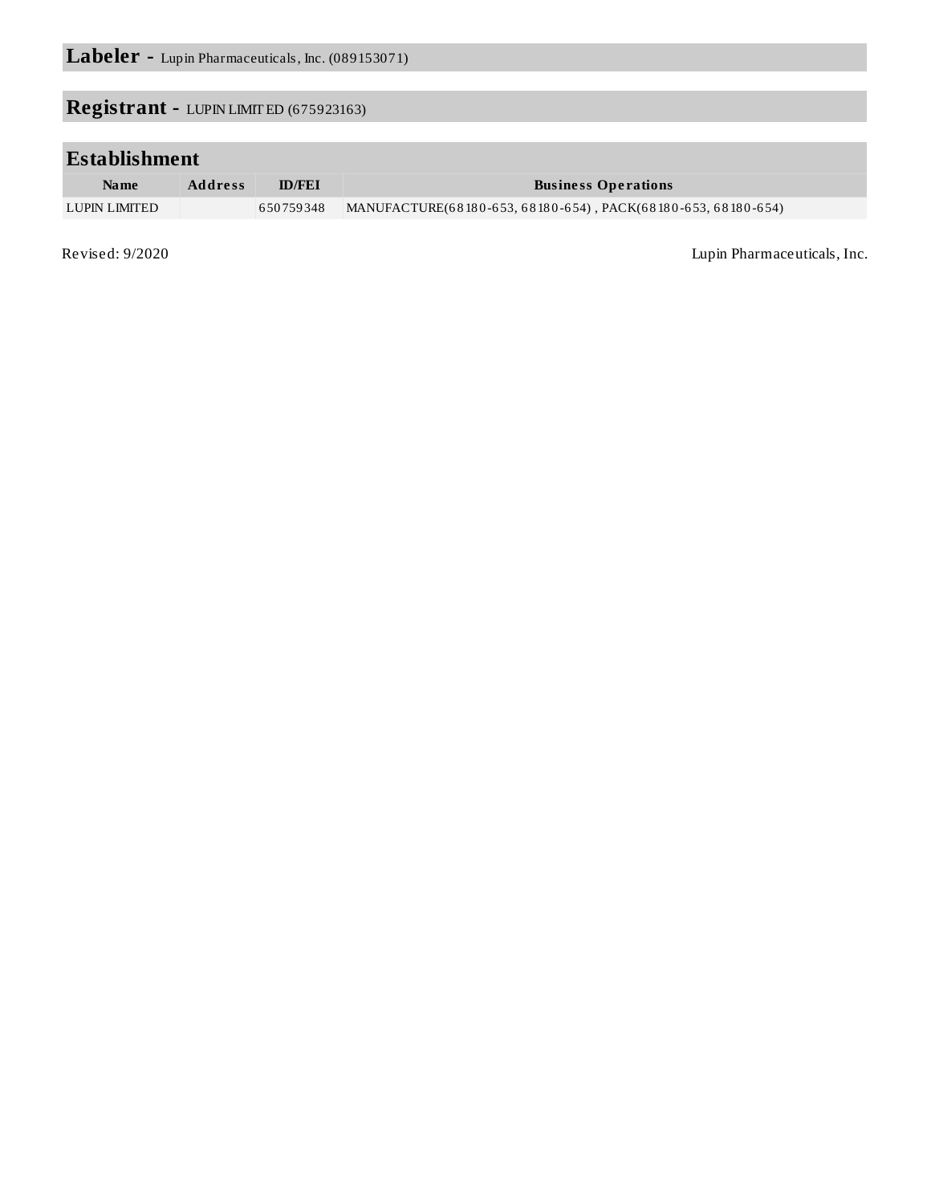**Labeler -** Lupin Pharmaceuticals, Inc. (089153071)

**Registrant -** LUPIN LIMITED (675923163)

**Establishment**

| Name | Address | ID/FEI | Business Operations |
|---|---|---|---|
| LUPIN LIMITED | | 650759348 | MANUFACTURE(68180-653, 68180-654) , PACK(68180-653, 68180-654) |

Revised: 9/2020

Lupin Pharmaceuticals, Inc.